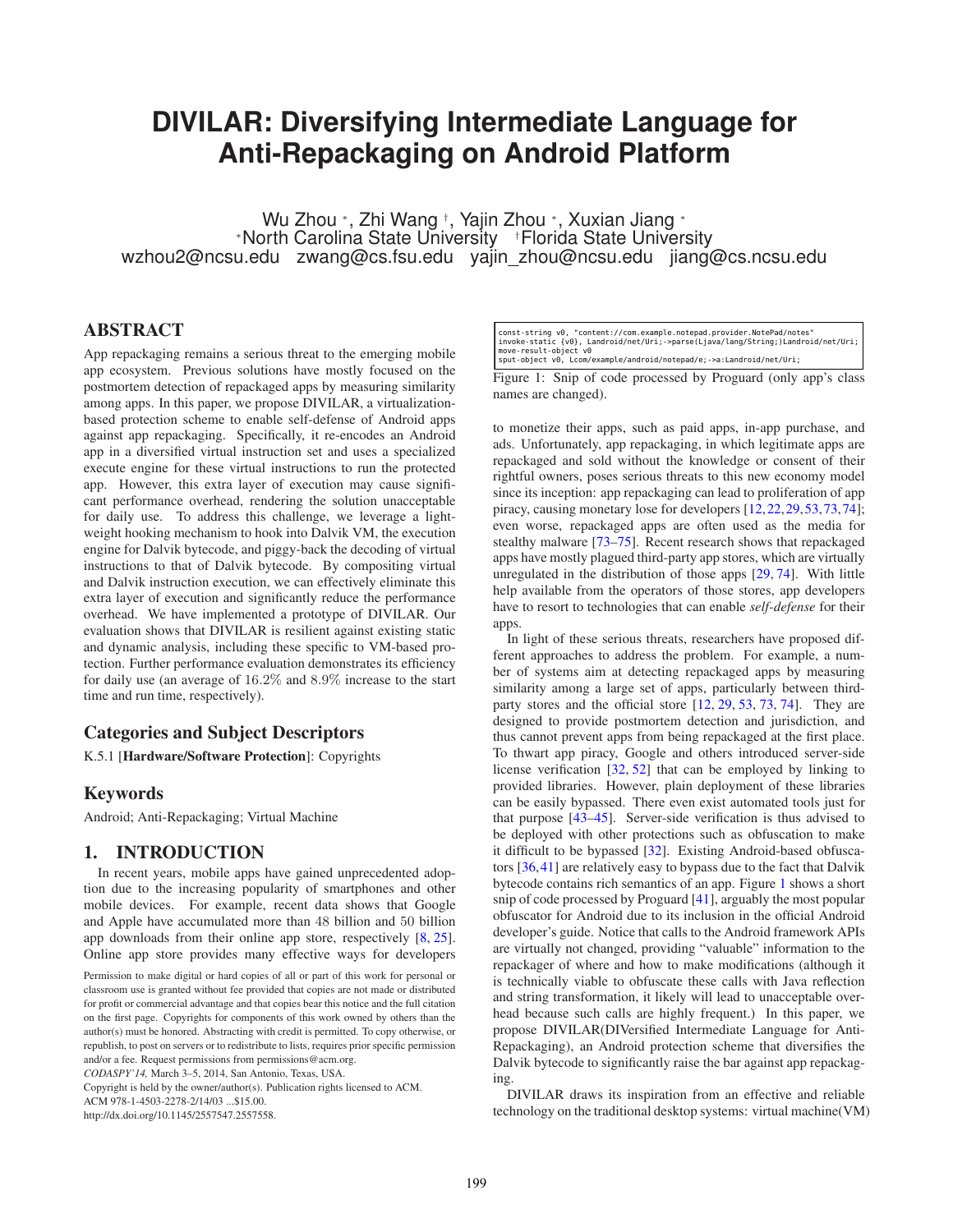# DIVILAR: Diversifying Intermediate Language for Anti-Repackaging on Android Platform

Wu Zhou *, Zhi Wang †, Yajin Zhou *, Xuxian Jiang *
*North Carolina State University †Florida State University
wzhou2@ncsu.edu zwang@cs.fsu.edu yajin_zhou@ncsu.edu jiang@cs.ncsu.edu

## ABSTRACT

App repackaging remains a serious threat to the emerging mobile app ecosystem. Previous solutions have mostly focused on the postmortem detection of repackaged apps by measuring similarity among apps. In this paper, we propose DIVILAR, a virtualization-based protection scheme to enable self-defense of Android apps against app repackaging. Specifically, it re-encodes an Android app in a diversified virtual instruction set and uses a specialized execute engine for these virtual instructions to run the protected app. However, this extra layer of execution may cause significant performance overhead, rendering the solution unacceptable for daily use. To address this challenge, we leverage a lightweight hooking mechanism to hook into Dalvik VM, the execution engine for Dalvik bytecode, and piggy-back the decoding of virtual instructions to that of Dalvik bytecode. By compositing virtual and Dalvik instruction execution, we can effectively eliminate this extra layer of execution and significantly reduce the performance overhead. We have implemented a prototype of DIVILAR. Our evaluation shows that DIVILAR is resilient against existing static and dynamic analysis, including these specific to VM-based protection. Further performance evaluation demonstrates its efficiency for daily use (an average of $16.2\%$ and $8.9\%$ increase to the start time and run time, respectively).

## Categories and Subject Descriptors

K.5.1 [**Hardware/Software Protection**]: Copyrights

## Keywords

Android; Anti-Repackaging; Virtual Machine

## 1. INTRODUCTION

In recent years, mobile apps have gained unprecedented adoption due to the increasing popularity of smartphones and other mobile devices. For example, recent data shows that Google and Apple have accumulated more than 48 billion and 50 billion app downloads from their online app store, respectively [8, 25]. Online app store provides many effective ways for developers to monetize their apps, such as paid apps, in-app purchase, and ads. Unfortunately, app repackaging, in which legitimate apps are repackaged and sold without the knowledge or consent of their rightful owners, poses serious threats to this new economy model since its inception: app repackaging can lead to proliferation of app piracy, causing monetary lose for developers [12, 22, 29, 53, 73, 74]; even worse, repackaged apps are often used as the media for stealthy malware [73–75]. Recent research shows that repackaged apps have mostly plagued third-party app stores, which are virtually unregulated in the distribution of those apps [29, 74]. With little help available from the operators of those stores, app developers have to resort to technologies that can enable *self-defense* for their apps.

In light of these serious threats, researchers have proposed different approaches to address the problem. For example, a number of systems aim at detecting repackaged apps by measuring similarity among a large set of apps, particularly between third-party stores and the official store [12, 29, 53, 73, 74]. They are designed to provide postmortem detection and jurisdiction, and thus cannot prevent apps from being repackaged at the first place. To thwart app piracy, Google and others introduced server-side license verification [32, 52] that can be employed by linking to provided libraries. However, plain deployment of these libraries can be easily bypassed. There even exist automated tools just for that purpose [43–45]. Server-side verification is thus advised to be deployed with other protections such as obfuscation to make it difficult to be bypassed [32]. Existing Android-based obfuscators [36, 41] are relatively easy to bypass due to the fact that Dalvik bytecode contains rich semantics of an app. Figure 1 shows a short snip of code processed by Proguard [41], arguably the most popular obfuscator for Android due to its inclusion in the official Android developer's guide. Notice that calls to the Android framework APIs are virtually not changed, providing "valuable" information to the repackager of where and how to make modifications (although it is technically viable to obfuscate these calls with Java reflection and string transformation, it likely will lead to unacceptable overhead because such calls are highly frequent.) In this paper, we propose DIVILAR(DIVersified Intermediate Language for Anti-Repackaging), an Android protection scheme that diversifies the Dalvik bytecode to significantly raise the bar against app repackaging.

DIVILAR draws its inspiration from an effective and reliable technology on the traditional desktop systems: virtual machine(VM)

```
const-string v0, "content://com.example.notepad.provider.NotePad/notes"
invoke-static {v0}, Landroid/net/Uri;->parse(Ljava/lang/String;)Landroid/net/Uri;
move-result-object v0
sput-object v0, Lcom/example/android/notepad/e;->a:Landroid/net/Uri;
```

Figure 1: Snip of code processed by Proguard (only app's class names are changed).

Permission to make digital or hard copies of all or part of this work for personal or classroom use is granted without fee provided that copies are not made or distributed for profit or commercial advantage and that copies bear this notice and the full citation on the first page. Copyrights for components of this work owned by others than the author(s) must be honored. Abstracting with credit is permitted. To copy otherwise, or republish, to post on servers or to redistribute to lists, requires prior specific permission and/or a fee. Request permissions from permissions@acm.org.
*CODASPY'14,* March 3–5, 2014, San Antonio, Texas, USA.
Copyright is held by the owner/author(s). Publication rights licensed to ACM.
ACM 978-1-4503-2278-2/14/03 ...$15.00.
http://dx.doi.org/10.1145/2557547.2557558.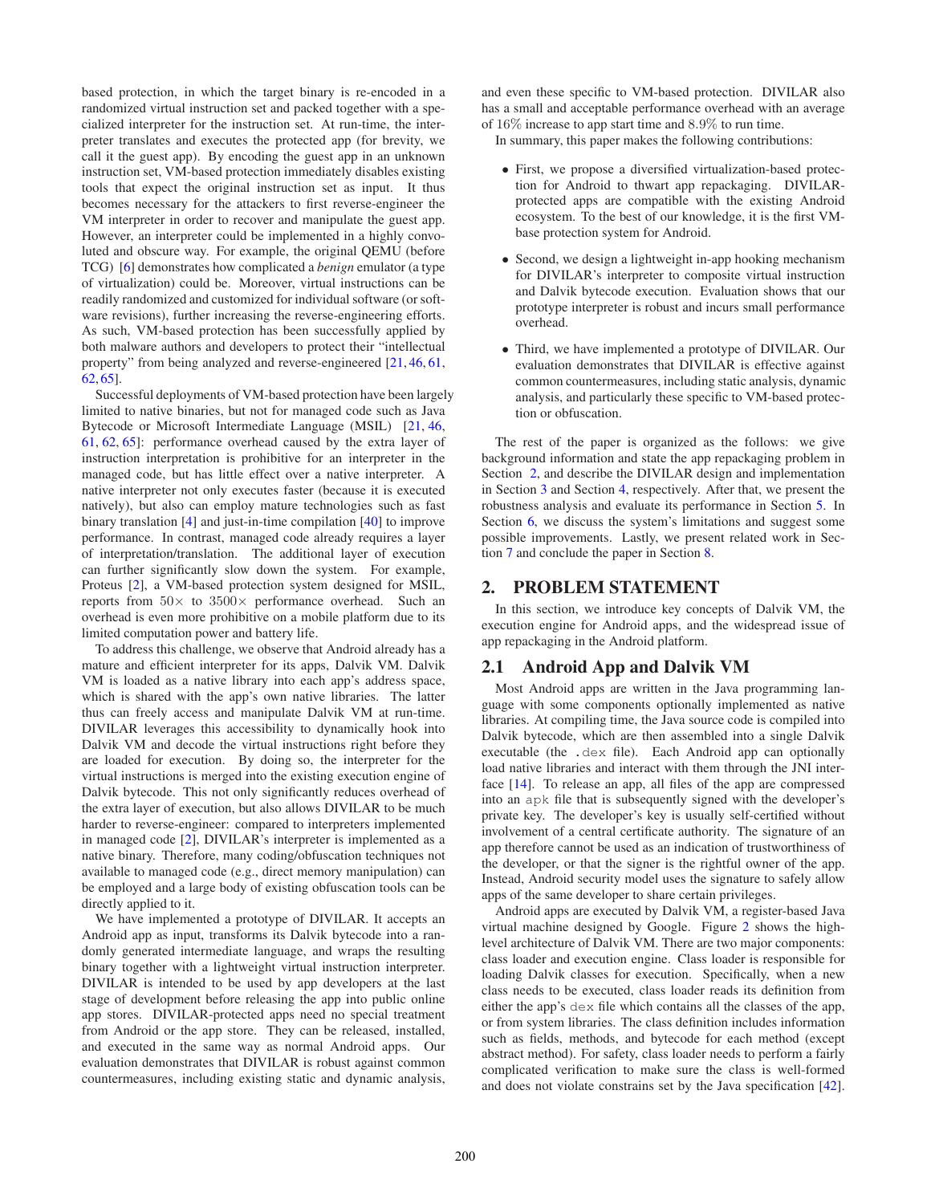based protection, in which the target binary is re-encoded in a randomized virtual instruction set and packed together with a specialized interpreter for the instruction set. At run-time, the interpreter translates and executes the protected app (for brevity, we call it the guest app). By encoding the guest app in an unknown instruction set, VM-based protection immediately disables existing tools that expect the original instruction set as input. It thus becomes necessary for the attackers to first reverse-engineer the VM interpreter in order to recover and manipulate the guest app. However, an interpreter could be implemented in a highly convoluted and obscure way. For example, the original QEMU (before TCG) [6] demonstrates how complicated a *benign* emulator (a type of virtualization) could be. Moreover, virtual instructions can be readily randomized and customized for individual software (or software revisions), further increasing the reverse-engineering efforts. As such, VM-based protection has been successfully applied by both malware authors and developers to protect their "intellectual property" from being analyzed and reverse-engineered [21, 46, 61, 62, 65].

Successful deployments of VM-based protection have been largely limited to native binaries, but not for managed code such as Java Bytecode or Microsoft Intermediate Language (MSIL) [21, 46, 61, 62, 65]: performance overhead caused by the extra layer of instruction interpretation is prohibitive for an interpreter in the managed code, but has little effect over a native interpreter. A native interpreter not only executes faster (because it is executed natively), but also can employ mature technologies such as fast binary translation [4] and just-in-time compilation [40] to improve performance. In contrast, managed code already requires a layer of interpretation/translation. The additional layer of execution can further significantly slow down the system. For example, Proteus [2], a VM-based protection system designed for MSIL, reports from $50\times$ to $3500\times$ performance overhead. Such an overhead is even more prohibitive on a mobile platform due to its limited computation power and battery life.

To address this challenge, we observe that Android already has a mature and efficient interpreter for its apps, Dalvik VM. Dalvik VM is loaded as a native library into each app's address space, which is shared with the app's own native libraries. The latter thus can freely access and manipulate Dalvik VM at run-time. DIVILAR leverages this accessibility to dynamically hook into Dalvik VM and decode the virtual instructions right before they are loaded for execution. By doing so, the interpreter for the virtual instructions is merged into the existing execution engine of Dalvik bytecode. This not only significantly reduces overhead of the extra layer of execution, but also allows DIVILAR to be much harder to reverse-engineer: compared to interpreters implemented in managed code [2], DIVILAR's interpreter is implemented as a native binary. Therefore, many coding/obfuscation techniques not available to managed code (e.g., direct memory manipulation) can be employed and a large body of existing obfuscation tools can be directly applied to it.

We have implemented a prototype of DIVILAR. It accepts an Android app as input, transforms its Dalvik bytecode into a randomly generated intermediate language, and wraps the resulting binary together with a lightweight virtual instruction interpreter. DIVILAR is intended to be used by app developers at the last stage of development before releasing the app into public online app stores. DIVILAR-protected apps need no special treatment from Android or the app store. They can be released, installed, and executed in the same way as normal Android apps. Our evaluation demonstrates that DIVILAR is robust against common countermeasures, including existing static and dynamic analysis, and even these specific to VM-based protection. DIVILAR also has a small and acceptable performance overhead with an average of 16% increase to app start time and 8.9% to run time.

In summary, this paper makes the following contributions:

- First, we propose a diversified virtualization-based protection for Android to thwart app repackaging. DIVILAR-protected apps are compatible with the existing Android ecosystem. To the best of our knowledge, it is the first VM-base protection system for Android.
- Second, we design a lightweight in-app hooking mechanism for DIVILAR's interpreter to composite virtual instruction and Dalvik bytecode execution. Evaluation shows that our prototype interpreter is robust and incurs small performance overhead.
- Third, we have implemented a prototype of DIVILAR. Our evaluation demonstrates that DIVILAR is effective against common countermeasures, including static analysis, dynamic analysis, and particularly these specific to VM-based protection or obfuscation.

The rest of the paper is organized as the follows: we give background information and state the app repackaging problem in Section 2, and describe the DIVILAR design and implementation in Section 3 and Section 4, respectively. After that, we present the robustness analysis and evaluate its performance in Section 5. In Section 6, we discuss the system's limitations and suggest some possible improvements. Lastly, we present related work in Section 7 and conclude the paper in Section 8.

## 2. PROBLEM STATEMENT

In this section, we introduce key concepts of Dalvik VM, the execution engine for Android apps, and the widespread issue of app repackaging in the Android platform.

### 2.1 Android App and Dalvik VM

Most Android apps are written in the Java programming language with some components optionally implemented as native libraries. At compiling time, the Java source code is compiled into Dalvik bytecode, which are then assembled into a single Dalvik executable (the `.dex` file). Each Android app can optionally load native libraries and interact with them through the JNI interface [14]. To release an app, all files of the app are compressed into an `apk` file that is subsequently signed with the developer's private key. The developer's key is usually self-certified without involvement of a central certificate authority. The signature of an app therefore cannot be used as an indication of trustworthiness of the developer, or that the signer is the rightful owner of the app. Instead, Android security model uses the signature to safely allow apps of the same developer to share certain privileges.

Android apps are executed by Dalvik VM, a register-based Java virtual machine designed by Google. Figure 2 shows the high-level architecture of Dalvik VM. There are two major components: class loader and execution engine. Class loader is responsible for loading Dalvik classes for execution. Specifically, when a new class needs to be executed, class loader reads its definition from either the app's `dex` file which contains all the classes of the app, or from system libraries. The class definition includes information such as fields, methods, and bytecode for each method (except abstract method). For safety, class loader needs to perform a fairly complicated verification to make sure the class is well-formed and does not violate constrains set by the Java specification [42].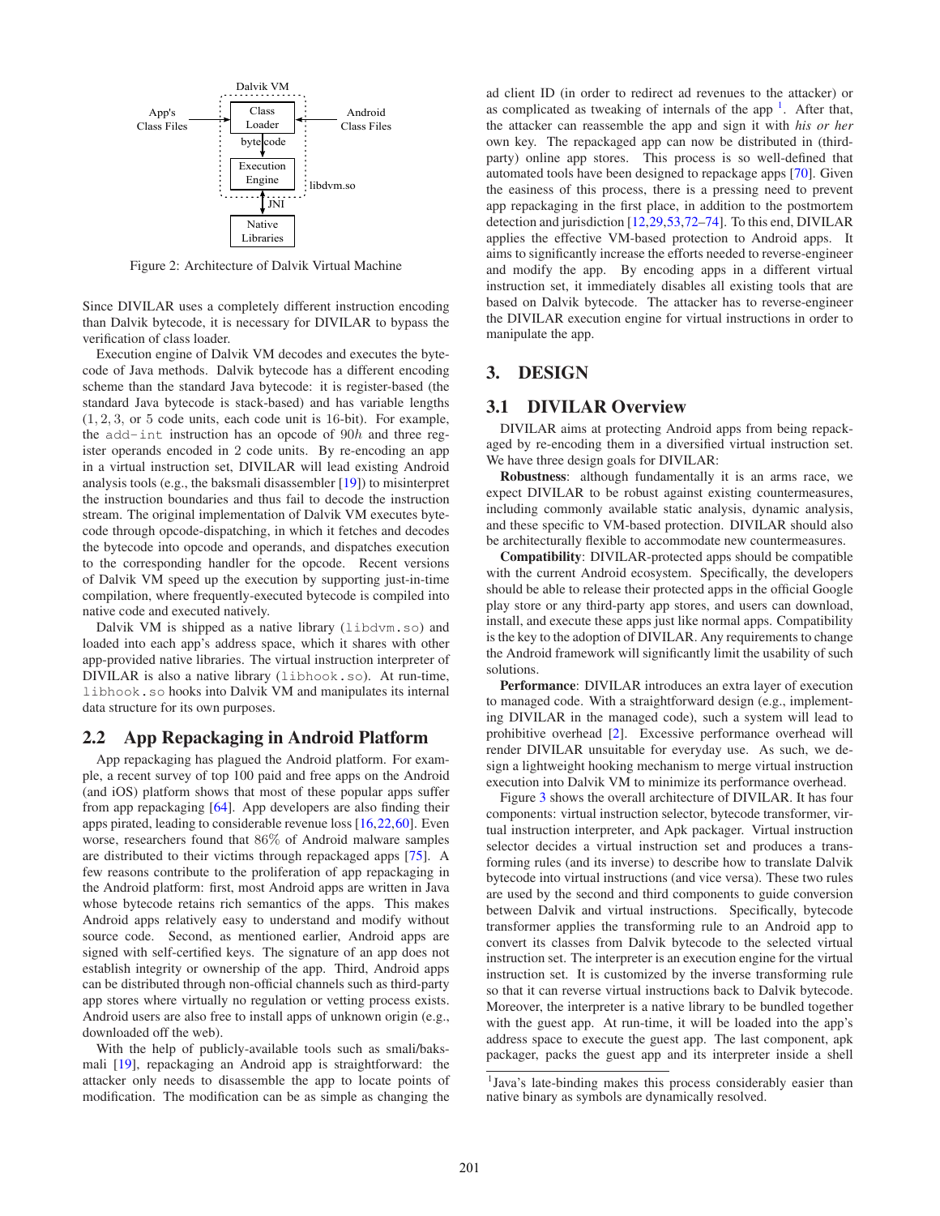Dalvik VM

App's Class Files → Class Loader ← Android Class Files

bytecode

Execution Engine — libdvm.so

JNI

Native Libraries

Figure 2: Architecture of Dalvik Virtual Machine

Since DIVILAR uses a completely different instruction encoding than Dalvik bytecode, it is necessary for DIVILAR to bypass the verification of class loader.

Execution engine of Dalvik VM decodes and executes the bytecode of Java methods. Dalvik bytecode has a different encoding scheme than the standard Java bytecode: it is register-based (the standard Java bytecode is stack-based) and has variable lengths (1, 2, 3, or 5 code units, each code unit is 16-bit). For example, the `add-int` instruction has an opcode of $90h$ and three register operands encoded in 2 code units. By re-encoding an app in a virtual instruction set, DIVILAR will lead existing Android analysis tools (e.g., the baksmali disassembler [19]) to misinterpret the instruction boundaries and thus fail to decode the instruction stream. The original implementation of Dalvik VM executes bytecode through opcode-dispatching, in which it fetches and decodes the bytecode into opcode and operands, and dispatches execution to the corresponding handler for the opcode. Recent versions of Dalvik VM speed up the execution by supporting just-in-time compilation, where frequently-executed bytecode is compiled into native code and executed natively.

Dalvik VM is shipped as a native library (`libdvm.so`) and loaded into each app's address space, which it shares with other app-provided native libraries. The virtual instruction interpreter of DIVILAR is also a native library (`libhook.so`). At run-time, `libhook.so` hooks into Dalvik VM and manipulates its internal data structure for its own purposes.

## 2.2 App Repackaging in Android Platform

App repackaging has plagued the Android platform. For example, a recent survey of top 100 paid and free apps on the Android (and iOS) platform shows that most of these popular apps suffer from app repackaging [64]. App developers are also finding their apps pirated, leading to considerable revenue loss [16,22,60]. Even worse, researchers found that 86% of Android malware samples are distributed to their victims through repackaged apps [75]. A few reasons contribute to the proliferation of app repackaging in the Android platform: first, most Android apps are written in Java whose bytecode retains rich semantics of the apps. This makes Android apps relatively easy to understand and modify without source code. Second, as mentioned earlier, Android apps are signed with self-certified keys. The signature of an app does not establish integrity or ownership of the app. Third, Android apps can be distributed through non-official channels such as third-party app stores where virtually no regulation or vetting process exists. Android users are also free to install apps of unknown origin (e.g., downloaded off the web).

With the help of publicly-available tools such as smali/baksmali [19], repackaging an Android app is straightforward: the attacker only needs to disassemble the app to locate points of modification. The modification can be as simple as changing the ad client ID (in order to redirect ad revenues to the attacker) or as complicated as tweaking of internals of the app [1]. After that, the attacker can reassemble the app and sign it with *his or her* own key. The repackaged app can now be distributed in (third-party) online app stores. This process is so well-defined that automated tools have been designed to repackage apps [70]. Given the easiness of this process, there is a pressing need to prevent app repackaging in the first place, in addition to the postmortem detection and jurisdiction [12,29,53,72–74]. To this end, DIVILAR applies the effective VM-based protection to Android apps. It aims to significantly increase the efforts needed to reverse-engineer and modify the app. By encoding apps in a different virtual instruction set, it immediately disables all existing tools that are based on Dalvik bytecode. The attacker has to reverse-engineer the DIVILAR execution engine for virtual instructions in order to manipulate the app.

# 3. DESIGN

## 3.1 DIVILAR Overview

DIVILAR aims at protecting Android apps from being repackaged by re-encoding them in a diversified virtual instruction set. We have three design goals for DIVILAR:

**Robustness**: although fundamentally it is an arms race, we expect DIVILAR to be robust against existing countermeasures, including commonly available static analysis, dynamic analysis, and these specific to VM-based protection. DIVILAR should also be architecturally flexible to accommodate new countermeasures.

**Compatibility**: DIVILAR-protected apps should be compatible with the current Android ecosystem. Specifically, the developers should be able to release their protected apps in the official Google play store or any third-party app stores, and users can download, install, and execute these apps just like normal apps. Compatibility is the key to the adoption of DIVILAR. Any requirements to change the Android framework will significantly limit the usability of such solutions.

**Performance**: DIVILAR introduces an extra layer of execution to managed code. With a straightforward design (e.g., implementing DIVILAR in the managed code), such a system will lead to prohibitive overhead [2]. Excessive performance overhead will render DIVILAR unsuitable for everyday use. As such, we design a lightweight hooking mechanism to merge virtual instruction execution into Dalvik VM to minimize its performance overhead.

Figure 3 shows the overall architecture of DIVILAR. It has four components: virtual instruction selector, bytecode transformer, virtual instruction interpreter, and Apk packager. Virtual instruction selector decides a virtual instruction set and produces a transforming rules (and its inverse) to describe how to translate Dalvik bytecode into virtual instructions (and vice versa). These two rules are used by the second and third components to guide conversion between Dalvik and virtual instructions. Specifically, bytecode transformer applies the transforming rule to an Android app to convert its classes from Dalvik bytecode to the selected virtual instruction set. The interpreter is an execution engine for the virtual instruction set. It is customized by the inverse transforming rule so that it can reverse virtual instructions back to Dalvik bytecode. Moreover, the interpreter is a native library to be bundled together with the guest app. At run-time, it will be loaded into the app's address space to execute the guest app. The last component, apk packager, packs the guest app and its interpreter inside a shell

[1] Java's late-binding makes this process considerably easier than native binary as symbols are dynamically resolved.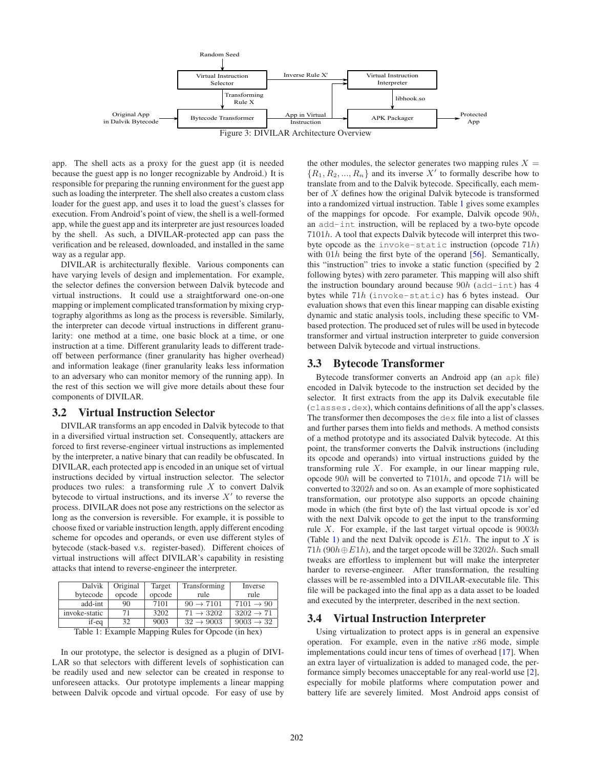Random Seed → Virtual Instruction Selector

Virtual Instruction Selector —Inverse Rule X'→ Virtual Instruction Interpreter

Virtual Instruction Selector —Transforming Rule X→ Bytecode Transformer

Original App in Dalvik Bytecode → Bytecode Transformer —App in Virtual Instruction→ APK Packager

Virtual Instruction Interpreter —libhook.so→ APK Packager → Protected App

Figure 3: DIVILAR Architecture Overview

app. The shell acts as a proxy for the guest app (it is needed because the guest app is no longer recognizable by Android.) It is responsible for preparing the running environment for the guest app such as loading the interpreter. The shell also creates a custom class loader for the guest app, and uses it to load the guest's classes for execution. From Android's point of view, the shell is a well-formed app, while the guest app and its interpreter are just resources loaded by the shell. As such, a DIVILAR-protected app can pass the verification and be released, downloaded, and installed in the same way as a regular app.

DIVILAR is architecturally flexible. Various components can have varying levels of design and implementation. For example, the selector defines the conversion between Dalvik bytecode and virtual instructions. It could use a straightforward one-on-one mapping or implement complicated transformation by mixing cryptography algorithms as long as the process is reversible. Similarly, the interpreter can decode virtual instructions in different granularity: one method at a time, one basic block at a time, or one instruction at a time. Different granularity leads to different trade-off between performance (finer granularity has higher overhead) and information leakage (finer granularity leaks less information to an adversary who can monitor memory of the running app). In the rest of this section we will give more details about these four components of DIVILAR.

## 3.2 Virtual Instruction Selector

DIVILAR transforms an app encoded in Dalvik bytecode to that in a diversified virtual instruction set. Consequently, attackers are forced to first reverse-engineer virtual instructions as implemented by the interpreter, a native binary that can readily be obfuscated. In DIVILAR, each protected app is encoded in an unique set of virtual instructions decided by virtual instruction selector. The selector produces two rules: a transforming rule $X$ to convert Dalvik bytecode to virtual instructions, and its inverse $X'$ to reverse the process. DIVILAR does not pose any restrictions on the selector as long as the conversion is reversible. For example, it is possible to choose fixed or variable instruction length, apply different encoding scheme for opcodes and operands, or even use different styles of bytecode (stack-based v.s. register-based). Different choices of virtual instructions will affect DIVILAR's capability in resisting attacks that intend to reverse-engineer the interpreter.

| Dalvik bytecode | Original opcode | Target opcode | Transforming rule | Inverse rule |
|---|---|---|---|---|
| add-int | 90 | 7101 | $90 \rightarrow 7101$ | $7101 \rightarrow 90$ |
| invoke-static | 71 | 3202 | $71 \rightarrow 3202$ | $3202 \rightarrow 71$ |
| if-eq | 32 | 9003 | $32 \rightarrow 9003$ | $9003 \rightarrow 32$ |

Table 1: Example Mapping Rules for Opcode (in hex)

In our prototype, the selector is designed as a plugin of DIVILAR so that selectors with different levels of sophistication can be readily used and new selector can be created in response to unforeseen attacks. Our prototype implements a linear mapping between Dalvik opcode and virtual opcode. For easy of use by the other modules, the selector generates two mapping rules $X = \{R_1, R_2, ..., R_n\}$ and its inverse $X'$ to formally describe how to translate from and to the Dalvik bytecode. Specifically, each member of $X$ defines how the original Dalvik bytecode is transformed into a randomized virtual instruction. Table 1 gives some examples of the mappings for opcode. For example, Dalvik opcode $90h$, an `add-int` instruction, will be replaced by a two-byte opcode $7101h$. A tool that expects Dalvik bytecode will interpret this two-byte opcode as the `invoke-static` instruction (opcode $71h$) with $01h$ being the first byte of the operand [56]. Semantically, this "instruction" tries to invoke a static function (specified by 2 following bytes) with zero parameter. This mapping will also shift the instruction boundary around because $90h$ (`add-int`) has 4 bytes while $71h$ (`invoke-static`) has 6 bytes instead. Our evaluation shows that even this linear mapping can disable existing dynamic and static analysis tools, including these specific to VM-based protection. The produced set of rules will be used in bytecode transformer and virtual instruction interpreter to guide conversion between Dalvik bytecode and virtual instructions.

## 3.3 Bytecode Transformer

Bytecode transformer converts an Android app (an `apk` file) encoded in Dalvik bytecode to the instruction set decided by the selector. It first extracts from the app its Dalvik executable file (`classes.dex`), which contains definitions of all the app's classes. The transformer then decomposes the `dex` file into a list of classes and further parses them into fields and methods. A method consists of a method prototype and its associated Dalvik bytecode. At this point, the transformer converts the Dalvik instructions (including its opcode and operands) into virtual instructions guided by the transforming rule $X$. For example, in our linear mapping rule, opcode $90h$ will be converted to $7101h$, and opcode $71h$ will be converted to $3202h$ and so on. As an example of more sophisticated transformation, our prototype also supports an opcode chaining mode in which (the first byte of) the last virtual opcode is xor'ed with the next Dalvik opcode to get the input to the transforming rule $X$. For example, if the last target virtual opcode is $9003h$ (Table 1) and the next Dalvik opcode is $E1h$. The input to $X$ is $71h$ ($90h \oplus E1h$), and the target opcode will be $3202h$. Such small tweaks are effortless to implement but will make the interpreter harder to reverse-engineer. After transformation, the resulting classes will be re-assembled into a DIVILAR-executable file. This file will be packaged into the final app as a data asset to be loaded and executed by the interpreter, described in the next section.

## 3.4 Virtual Instruction Interpreter

Using virtualization to protect apps is in general an expensive operation. For example, even in the native $x86$ mode, simple implementations could incur tens of times of overhead [17]. When an extra layer of virtualization is added to managed code, the performance simply becomes unacceptable for any real-world use [2], especially for mobile platforms where computation power and battery life are severely limited. Most Android apps consist of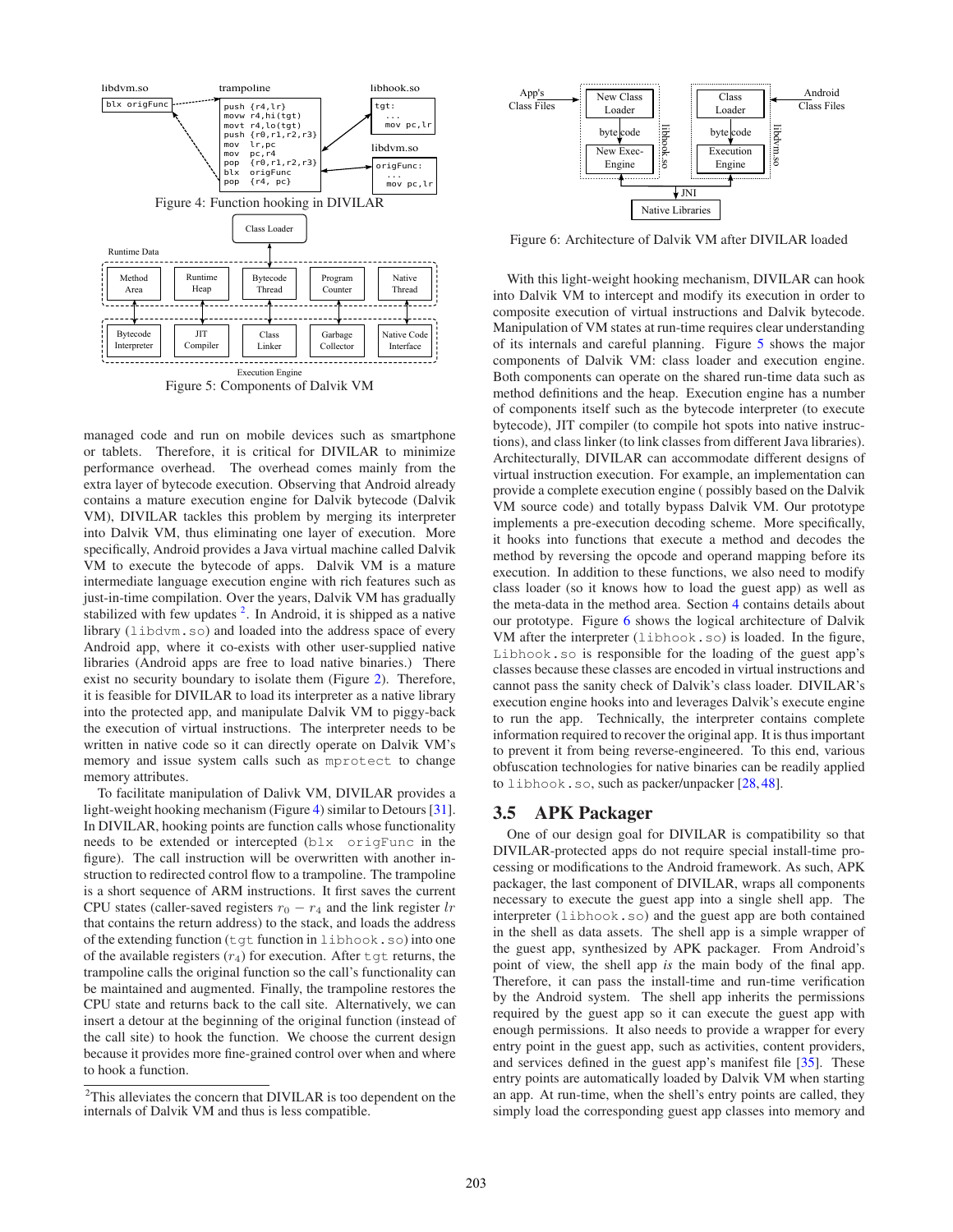Figure 4: Function hooking in DIVILAR

Figure 5: Components of Dalvik VM

managed code and run on mobile devices such as smartphone or tablets. Therefore, it is critical for DIVILAR to minimize performance overhead. The overhead comes mainly from the extra layer of bytecode execution. Observing that Android already contains a mature execution engine for Dalvik bytecode (Dalvik VM), DIVILAR tackles this problem by merging its interpreter into Dalvik VM, thus eliminating one layer of execution. More specifically, Android provides a Java virtual machine called Dalvik VM to execute the bytecode of apps. Dalvik VM is a mature intermediate language execution engine with rich features such as just-in-time compilation. Over the years, Dalvik VM has gradually stabilized with few updates [2]. In Android, it is shipped as a native library (`libdvm.so`) and loaded into the address space of every Android app, where it co-exists with other user-supplied native libraries (Android apps are free to load native binaries.) There exist no security boundary to isolate them (Figure 2). Therefore, it is feasible for DIVILAR to load its interpreter as a native library into the protected app, and manipulate Dalvik VM to piggy-back the execution of virtual instructions. The interpreter needs to be written in native code so it can directly operate on Dalvik VM's memory and issue system calls such as `mprotect` to change memory attributes.

To facilitate manipulation of Dalivk VM, DIVILAR provides a light-weight hooking mechanism (Figure 4) similar to Detours [31]. In DIVILAR, hooking points are function calls whose functionality needs to be extended or intercepted (`blx origFunc` in the figure). The call instruction will be overwritten with another instruction to redirected control flow to a trampoline. The trampoline is a short sequence of ARM instructions. It first saves the current CPU states (caller-saved registers $r_0 - r_4$ and the link register $lr$ that contains the return address) to the stack, and loads the address of the extending function (`tgt` function in `libhook.so`) into one of the available registers ($r_4$) for execution. After `tgt` returns, the trampoline calls the original function so the call's functionality can be maintained and augmented. Finally, the trampoline restores the CPU state and returns back to the call site. Alternatively, we can insert a detour at the beginning of the original function (instead of the call site) to hook the function. We choose the current design because it provides more fine-grained control over when and where to hook a function.

[2]This alleviates the concern that DIVILAR is too dependent on the internals of Dalvik VM and thus is less compatible.

Figure 6: Architecture of Dalvik VM after DIVILAR loaded

With this light-weight hooking mechanism, DIVILAR can hook into Dalvik VM to intercept and modify its execution in order to composite execution of virtual instructions and Dalvik bytecode. Manipulation of VM states at run-time requires clear understanding of its internals and careful planning. Figure 5 shows the major components of Dalvik VM: class loader and execution engine. Both components can operate on the shared run-time data such as method definitions and the heap. Execution engine has a number of components itself such as the bytecode interpreter (to execute bytecode), JIT compiler (to compile hot spots into native instructions), and class linker (to link classes from different Java libraries). Architecturally, DIVILAR can accommodate different designs of virtual instruction execution. For example, an implementation can provide a complete execution engine ( possibly based on the Dalvik VM source code) and totally bypass Dalvik VM. Our prototype implements a pre-execution decoding scheme. More specifically, it hooks into functions that execute a method and decodes the method by reversing the opcode and operand mapping before its execution. In addition to these functions, we also need to modify class loader (so it knows how to load the guest app) as well as the meta-data in the method area. Section 4 contains details about our prototype. Figure 6 shows the logical architecture of Dalvik VM after the interpreter (`libhook.so`) is loaded. In the figure, `Libhook.so` is responsible for the loading of the guest app's classes because these classes are encoded in virtual instructions and cannot pass the sanity check of Dalvik's class loader. DIVILAR's execution engine hooks into and leverages Dalvik's execute engine to run the app. Technically, the interpreter contains complete information required to recover the original app. It is thus important to prevent it from being reverse-engineered. To this end, various obfuscation technologies for native binaries can be readily applied to `libhook.so`, such as packer/unpacker [28, 48].

## 3.5 APK Packager

One of our design goal for DIVILAR is compatibility so that DIVILAR-protected apps do not require special install-time processing or modifications to the Android framework. As such, APK packager, the last component of DIVILAR, wraps all components necessary to execute the guest app into a single shell app. The interpreter (`libhook.so`) and the guest app are both contained in the shell as data assets. The shell app is a simple wrapper of the guest app, synthesized by APK packager. From Android's point of view, the shell app *is* the main body of the final app. Therefore, it can pass the install-time and run-time verification by the Android system. The shell app inherits the permissions required by the guest app so it can execute the guest app with enough permissions. It also needs to provide a wrapper for every entry point in the guest app, such as activities, content providers, and services defined in the guest app's manifest file [35]. These entry points are automatically loaded by Dalvik VM when starting an app. At run-time, when the shell's entry points are called, they simply load the corresponding guest app classes into memory and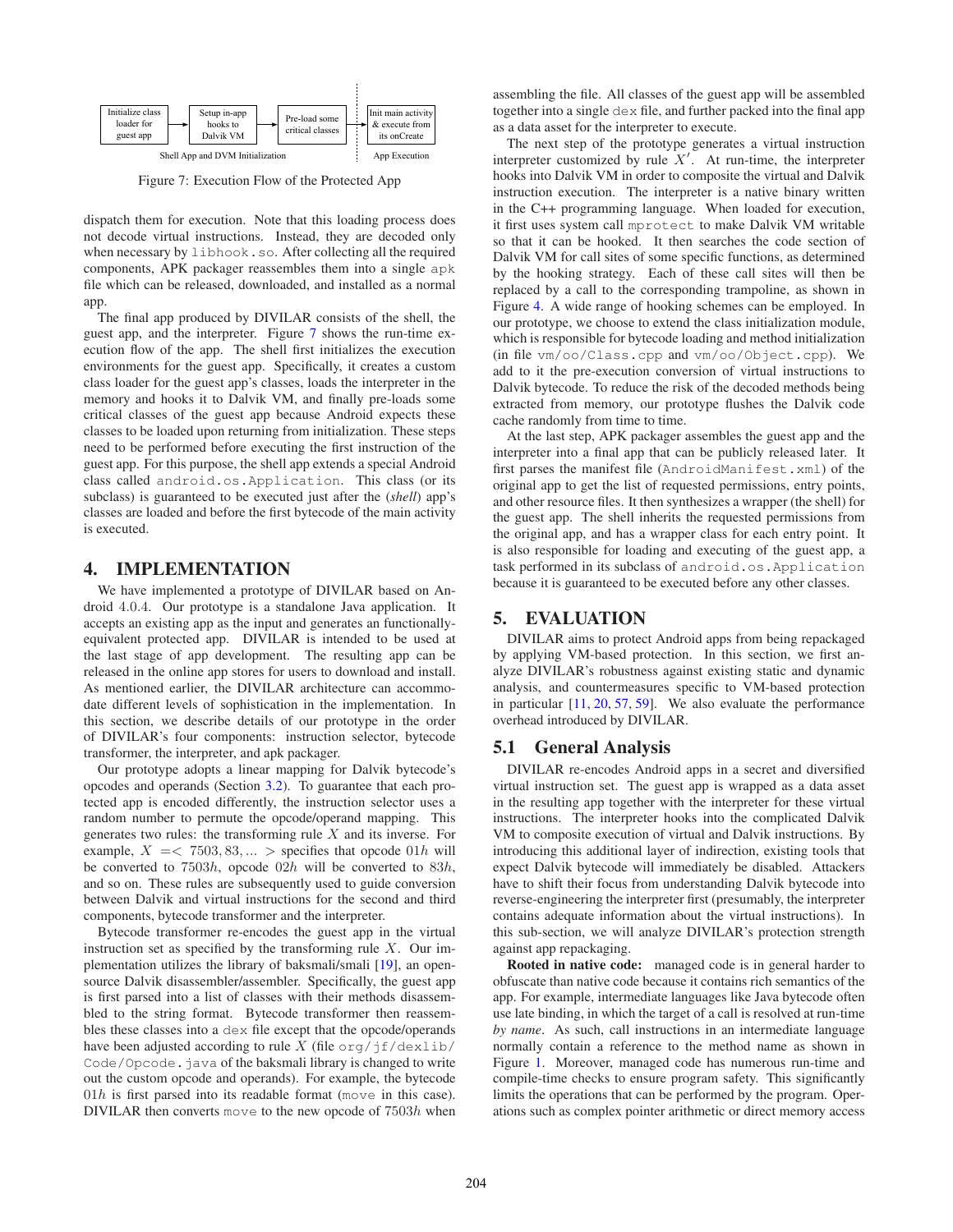Initialize class loader for guest app → Setup in-app hooks to Dalvik VM → Pre-load some critical classes ⋮ Init main activity & execute from its onCreate

Shell App and DVM Initialization ⋮ App Execution

Figure 7: Execution Flow of the Protected App

dispatch them for execution. Note that this loading process does not decode virtual instructions. Instead, they are decoded only when necessary by `libhook.so`. After collecting all the required components, APK packager reassembles them into a single `apk` file which can be released, downloaded, and installed as a normal app.

The final app produced by DIVILAR consists of the shell, the guest app, and the interpreter. Figure 7 shows the run-time execution flow of the app. The shell first initializes the execution environments for the guest app. Specifically, it creates a custom class loader for the guest app's classes, loads the interpreter in the memory and hooks it to Dalvik VM, and finally pre-loads some critical classes of the guest app because Android expects these classes to be loaded upon returning from initialization. These steps need to be performed before executing the first instruction of the guest app. For this purpose, the shell app extends a special Android class called `android.os.Application`. This class (or its subclass) is guaranteed to be executed just after the (*shell*) app's classes are loaded and before the first bytecode of the main activity is executed.

# 4. IMPLEMENTATION

We have implemented a prototype of DIVILAR based on Android 4.0.4. Our prototype is a standalone Java application. It accepts an existing app as the input and generates an functionally-equivalent protected app. DIVILAR is intended to be used at the last stage of app development. The resulting app can be released in the online app stores for users to download and install. As mentioned earlier, the DIVILAR architecture can accommodate different levels of sophistication in the implementation. In this section, we describe details of our prototype in the order of DIVILAR's four components: instruction selector, bytecode transformer, the interpreter, and apk packager.

Our prototype adopts a linear mapping for Dalvik bytecode's opcodes and operands (Section 3.2). To guarantee that each protected app is encoded differently, the instruction selector uses a random number to permute the opcode/operand mapping. This generates two rules: the transforming rule $X$ and its inverse. For example, $X = < 7503, 83, ... >$ specifies that opcode $01h$ will be converted to $7503h$, opcode $02h$ will be converted to $83h$, and so on. These rules are subsequently used to guide conversion between Dalvik and virtual instructions for the second and third components, bytecode transformer and the interpreter.

Bytecode transformer re-encodes the guest app in the virtual instruction set as specified by the transforming rule $X$. Our implementation utilizes the library of baksmali/smali [19], an open-source Dalvik disassembler/assembler. Specifically, the guest app is first parsed into a list of classes with their methods disassembled to the string format. Bytecode transformer then reassembles these classes into a `dex` file except that the opcode/operands have been adjusted according to rule $X$ (file `org/jf/dexlib/Code/Opcode.java` of the baksmali library is changed to write out the custom opcode and operands). For example, the bytecode $01h$ is first parsed into its readable format (`move` in this case). DIVILAR then converts `move` to the new opcode of $7503h$ when assembling the file. All classes of the guest app will be assembled together into a single `dex` file, and further packed into the final app as a data asset for the interpreter to execute.

The next step of the prototype generates a virtual instruction interpreter customized by rule $X'$. At run-time, the interpreter hooks into Dalvik VM in order to composite the virtual and Dalvik instruction execution. The interpreter is a native binary written in the C++ programming language. When loaded for execution, it first uses system call `mprotect` to make Dalvik VM writable so that it can be hooked. It then searches the code section of Dalvik VM for call sites of some specific functions, as determined by the hooking strategy. Each of these call sites will then be replaced by a call to the corresponding trampoline, as shown in Figure 4. A wide range of hooking schemes can be employed. In our prototype, we choose to extend the class initialization module, which is responsible for bytecode loading and method initialization (in file `vm/oo/Class.cpp` and `vm/oo/Object.cpp`). We add to it the pre-execution conversion of virtual instructions to Dalvik bytecode. To reduce the risk of the decoded methods being extracted from memory, our prototype flushes the Dalvik code cache randomly from time to time.

At the last step, APK packager assembles the guest app and the interpreter into a final app that can be publicly released later. It first parses the manifest file (`AndroidManifest.xml`) of the original app to get the list of requested permissions, entry points, and other resource files. It then synthesizes a wrapper (the shell) for the guest app. The shell inherits the requested permissions from the original app, and has a wrapper class for each entry point. It is also responsible for loading and executing of the guest app, a task performed in its subclass of `android.os.Application` because it is guaranteed to be executed before any other classes.

# 5. EVALUATION

DIVILAR aims to protect Android apps from being repackaged by applying VM-based protection. In this section, we first analyze DIVILAR's robustness against existing static and dynamic analysis, and countermeasures specific to VM-based protection in particular [11, 20, 57, 59]. We also evaluate the performance overhead introduced by DIVILAR.

## 5.1 General Analysis

DIVILAR re-encodes Android apps in a secret and diversified virtual instruction set. The guest app is wrapped as a data asset in the resulting app together with the interpreter for these virtual instructions. The interpreter hooks into the complicated Dalvik VM to composite execution of virtual and Dalvik instructions. By introducing this additional layer of indirection, existing tools that expect Dalvik bytecode will immediately be disabled. Attackers have to shift their focus from understanding Dalvik bytecode into reverse-engineering the interpreter first (presumably, the interpreter contains adequate information about the virtual instructions). In this sub-section, we will analyze DIVILAR's protection strength against app repackaging.

**Rooted in native code:** managed code is in general harder to obfuscate than native code because it contains rich semantics of the app. For example, intermediate languages like Java bytecode often use late binding, in which the target of a call is resolved at run-time *by name*. As such, call instructions in an intermediate language normally contain a reference to the method name as shown in Figure 1. Moreover, managed code has numerous run-time and compile-time checks to ensure program safety. This significantly limits the operations that can be performed by the program. Operations such as complex pointer arithmetic or direct memory access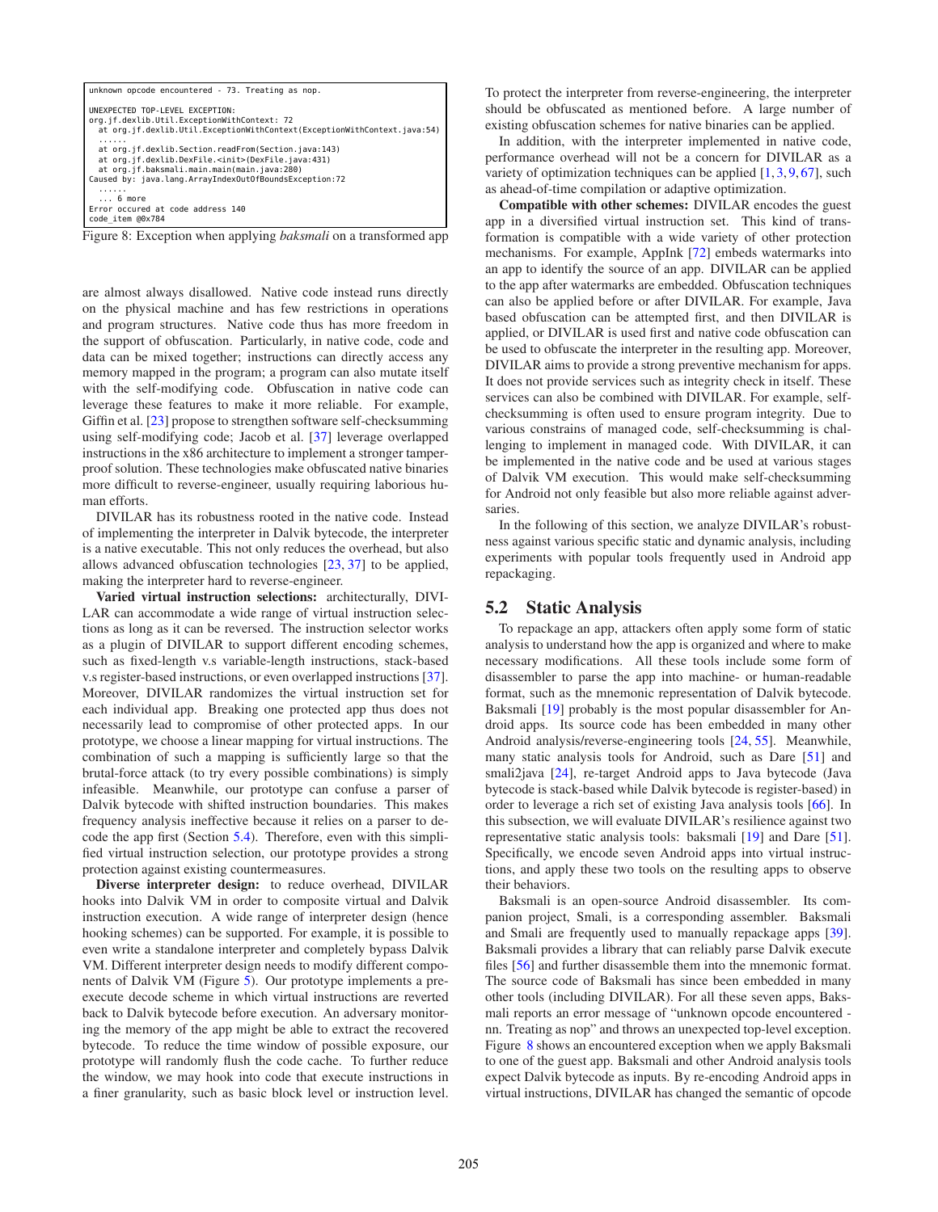```
unknown opcode encountered - 73. Treating as nop.

UNEXPECTED TOP-LEVEL EXCEPTION:
org.jf.dexlib.Util.ExceptionWithContext: 72
  at org.jf.dexlib.Util.ExceptionWithContext(ExceptionWithContext.java:54)
  ......
  at org.jf.dexlib.Section.readFrom(Section.java:143)
  at org.jf.dexlib.DexFile.<init>(DexFile.java:431)
  at org.jf.baksmali.main.main(main.java:280)
Caused by: java.lang.ArrayIndexOutOfBoundsException:72
  ......
  ... 6 more
Error occured at code address 140
code_item @0x784
```

Figure 8: Exception when applying *baksmali* on a transformed app

are almost always disallowed. Native code instead runs directly on the physical machine and has few restrictions in operations and program structures. Native code thus has more freedom in the support of obfuscation. Particularly, in native code, code and data can be mixed together; instructions can directly access any memory mapped in the program; a program can also mutate itself with the self-modifying code. Obfuscation in native code can leverage these features to make it more reliable. For example, Giffin et al. [23] propose to strengthen software self-checksumming using self-modifying code; Jacob et al. [37] leverage overlapped instructions in the x86 architecture to implement a stronger tamper-proof solution. These technologies make obfuscated native binaries more difficult to reverse-engineer, usually requiring laborious human efforts.

DIVILAR has its robustness rooted in the native code. Instead of implementing the interpreter in Dalvik bytecode, the interpreter is a native executable. This not only reduces the overhead, but also allows advanced obfuscation technologies [23, 37] to be applied, making the interpreter hard to reverse-engineer.

**Varied virtual instruction selections:** architecturally, DIVILAR can accommodate a wide range of virtual instruction selections as long as it can be reversed. The instruction selector works as a plugin of DIVILAR to support different encoding schemes, such as fixed-length v.s variable-length instructions, stack-based v.s register-based instructions, or even overlapped instructions [37]. Moreover, DIVILAR randomizes the virtual instruction set for each individual app. Breaking one protected app thus does not necessarily lead to compromise of other protected apps. In our prototype, we choose a linear mapping for virtual instructions. The combination of such a mapping is sufficiently large so that the brutal-force attack (to try every possible combinations) is simply infeasible. Meanwhile, our prototype can confuse a parser of Dalvik bytecode with shifted instruction boundaries. This makes frequency analysis ineffective because it relies on a parser to decode the app first (Section 5.4). Therefore, even with this simplified virtual instruction selection, our prototype provides a strong protection against existing countermeasures.

**Diverse interpreter design:** to reduce overhead, DIVILAR hooks into Dalvik VM in order to composite virtual and Dalvik instruction execution. A wide range of interpreter design (hence hooking schemes) can be supported. For example, it is possible to even write a standalone interpreter and completely bypass Dalvik VM. Different interpreter design needs to modify different components of Dalvik VM (Figure 5). Our prototype implements a pre-execute decode scheme in which virtual instructions are reverted back to Dalvik bytecode before execution. An adversary monitoring the memory of the app might be able to extract the recovered bytecode. To reduce the time window of possible exposure, our prototype will randomly flush the code cache. To further reduce the window, we may hook into code that execute instructions in a finer granularity, such as basic block level or instruction level. To protect the interpreter from reverse-engineering, the interpreter should be obfuscated as mentioned before. A large number of existing obfuscation schemes for native binaries can be applied.

In addition, with the interpreter implemented in native code, performance overhead will not be a concern for DIVILAR as a variety of optimization techniques can be applied [1, 3, 9, 67], such as ahead-of-time compilation or adaptive optimization.

**Compatible with other schemes:** DIVILAR encodes the guest app in a diversified virtual instruction set. This kind of transformation is compatible with a wide variety of other protection mechanisms. For example, AppInk [72] embeds watermarks into an app to identify the source of an app. DIVILAR can be applied to the app after watermarks are embedded. Obfuscation techniques can also be applied before or after DIVILAR. For example, Java based obfuscation can be attempted first, and then DIVILAR is applied, or DIVILAR is used first and native code obfuscation can be used to obfuscate the interpreter in the resulting app. Moreover, DIVILAR aims to provide a strong preventive mechanism for apps. It does not provide services such as integrity check in itself. These services can also be combined with DIVILAR. For example, self-checksumming is often used to ensure program integrity. Due to various constrains of managed code, self-checksumming is challenging to implement in managed code. With DIVILAR, it can be implemented in the native code and be used at various stages of Dalvik VM execution. This would make self-checksumming for Android not only feasible but also more reliable against adversaries.

In the following of this section, we analyze DIVILAR's robustness against various specific static and dynamic analysis, including experiments with popular tools frequently used in Android app repackaging.

## 5.2 Static Analysis

To repackage an app, attackers often apply some form of static analysis to understand how the app is organized and where to make necessary modifications. All these tools include some form of disassembler to parse the app into machine- or human-readable format, such as the mnemonic representation of Dalvik bytecode. Baksmali [19] probably is the most popular disassembler for Android apps. Its source code has been embedded in many other Android analysis/reverse-engineering tools [24, 55]. Meanwhile, many static analysis tools for Android, such as Dare [51] and smali2java [24], re-target Android apps to Java bytecode (Java bytecode is stack-based while Dalvik bytecode is register-based) in order to leverage a rich set of existing Java analysis tools [66]. In this subsection, we will evaluate DIVILAR's resilience against two representative static analysis tools: baksmali [19] and Dare [51]. Specifically, we encode seven Android apps into virtual instructions, and apply these two tools on the resulting apps to observe their behaviors.

Baksmali is an open-source Android disassembler. Its companion project, Smali, is a corresponding assembler. Baksmali and Smali are frequently used to manually repackage apps [39]. Baksmali provides a library that can reliably parse Dalvik execute files [56] and further disassemble them into the mnemonic format. The source code of Baksmali has since been embedded in many other tools (including DIVILAR). For all these seven apps, Baksmali reports an error message of "unknown opcode encountered - nn. Treating as nop" and throws an unexpected top-level exception. Figure 8 shows an encountered exception when we apply Baksmali to one of the guest app. Baksmali and other Android analysis tools expect Dalvik bytecode as inputs. By re-encoding Android apps in virtual instructions, DIVILAR has changed the semantic of opcode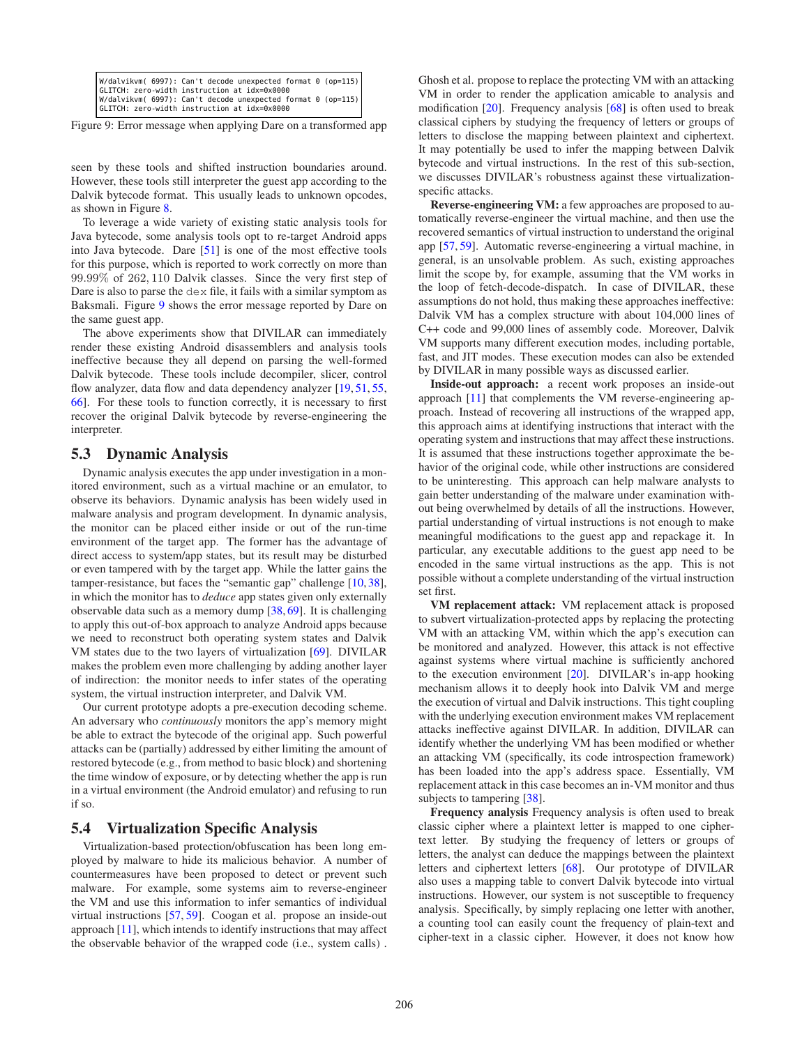```
W/dalvikvm( 6997): Can't decode unexpected format 0 (op=115)
GLITCH: zero-width instruction at idx=0x0000
W/dalvikvm( 6997): Can't decode unexpected format 0 (op=115)
GLITCH: zero-width instruction at idx=0x0000
```

Figure 9: Error message when applying Dare on a transformed app

seen by these tools and shifted instruction boundaries around. However, these tools still interpreter the guest app according to the Dalvik bytecode format. This usually leads to unknown opcodes, as shown in Figure 8.

To leverage a wide variety of existing static analysis tools for Java bytecode, some analysis tools opt to re-target Android apps into Java bytecode. Dare [51] is one of the most effective tools for this purpose, which is reported to work correctly on more than 99.99% of 262,110 Dalvik classes. Since the very first step of Dare is also to parse the dex file, it fails with a similar symptom as Baksmali. Figure 9 shows the error message reported by Dare on the same guest app.

The above experiments show that DIVILAR can immediately render these existing Android disassemblers and analysis tools ineffective because they all depend on parsing the well-formed Dalvik bytecode. These tools include decompiler, slicer, control flow analyzer, data flow and data dependency analyzer [19, 51, 55, 66]. For these tools to function correctly, it is necessary to first recover the original Dalvik bytecode by reverse-engineering the interpreter.

## 5.3 Dynamic Analysis

Dynamic analysis executes the app under investigation in a monitored environment, such as a virtual machine or an emulator, to observe its behaviors. Dynamic analysis has been widely used in malware analysis and program development. In dynamic analysis, the monitor can be placed either inside or out of the run-time environment of the target app. The former has the advantage of direct access to system/app states, but its result may be disturbed or even tampered with by the target app. While the latter gains the tamper-resistance, but faces the "semantic gap" challenge [10, 38], in which the monitor has to *deduce* app states given only externally observable data such as a memory dump [38, 69]. It is challenging to apply this out-of-box approach to analyze Android apps because we need to reconstruct both operating system states and Dalvik VM states due to the two layers of virtualization [69]. DIVILAR makes the problem even more challenging by adding another layer of indirection: the monitor needs to infer states of the operating system, the virtual instruction interpreter, and Dalvik VM.

Our current prototype adopts a pre-execution decoding scheme. An adversary who *continuously* monitors the app's memory might be able to extract the bytecode of the original app. Such powerful attacks can be (partially) addressed by either limiting the amount of restored bytecode (e.g., from method to basic block) and shortening the time window of exposure, or by detecting whether the app is run in a virtual environment (the Android emulator) and refusing to run if so.

## 5.4 Virtualization Specific Analysis

Virtualization-based protection/obfuscation has been long employed by malware to hide its malicious behavior. A number of countermeasures have been proposed to detect or prevent such malware. For example, some systems aim to reverse-engineer the VM and use this information to infer semantics of individual virtual instructions [57, 59]. Coogan et al. propose an inside-out approach [11], which intends to identify instructions that may affect the observable behavior of the wrapped code (i.e., system calls) . Ghosh et al. propose to replace the protecting VM with an attacking VM in order to render the application amicable to analysis and modification [20]. Frequency analysis [68] is often used to break classical ciphers by studying the frequency of letters or groups of letters to disclose the mapping between plaintext and ciphertext. It may potentially be used to infer the mapping between Dalvik bytecode and virtual instructions. In the rest of this sub-section, we discusses DIVILAR's robustness against these virtualization-specific attacks.

**Reverse-engineering VM:** a few approaches are proposed to automatically reverse-engineer the virtual machine, and then use the recovered semantics of virtual instruction to understand the original app [57, 59]. Automatic reverse-engineering a virtual machine, in general, is an unsolvable problem. As such, existing approaches limit the scope by, for example, assuming that the VM works in the loop of fetch-decode-dispatch. In case of DIVILAR, these assumptions do not hold, thus making these approaches ineffective: Dalvik VM has a complex structure with about 104,000 lines of C++ code and 99,000 lines of assembly code. Moreover, Dalvik VM supports many different execution modes, including portable, fast, and JIT modes. These execution modes can also be extended by DIVILAR in many possible ways as discussed earlier.

**Inside-out approach:** a recent work proposes an inside-out approach [11] that complements the VM reverse-engineering approach. Instead of recovering all instructions of the wrapped app, this approach aims at identifying instructions that interact with the operating system and instructions that may affect these instructions. It is assumed that these instructions together approximate the behavior of the original code, while other instructions are considered to be uninteresting. This approach can help malware analysts to gain better understanding of the malware under examination without being overwhelmed by details of all the instructions. However, partial understanding of virtual instructions is not enough to make meaningful modifications to the guest app and repackage it. In particular, any executable additions to the guest app need to be encoded in the same virtual instructions as the app. This is not possible without a complete understanding of the virtual instruction set first.

**VM replacement attack:** VM replacement attack is proposed to subvert virtualization-protected apps by replacing the protecting VM with an attacking VM, within which the app's execution can be monitored and analyzed. However, this attack is not effective against systems where virtual machine is sufficiently anchored to the execution environment [20]. DIVILAR's in-app hooking mechanism allows it to deeply hook into Dalvik VM and merge the execution of virtual and Dalvik instructions. This tight coupling with the underlying execution environment makes VM replacement attacks ineffective against DIVILAR. In addition, DIVILAR can identify whether the underlying VM has been modified or whether an attacking VM (specifically, its code introspection framework) has been loaded into the app's address space. Essentially, VM replacement attack in this case becomes an in-VM monitor and thus subjects to tampering [38].

**Frequency analysis** Frequency analysis is often used to break classic cipher where a plaintext letter is mapped to one ciphertext letter. By studying the frequency of letters or groups of letters, the analyst can deduce the mappings between the plaintext letters and ciphertext letters [68]. Our prototype of DIVILAR also uses a mapping table to convert Dalvik bytecode into virtual instructions. However, our system is not susceptible to frequency analysis. Specifically, by simply replacing one letter with another, a counting tool can easily count the frequency of plain-text and cipher-text in a classic cipher. However, it does not know how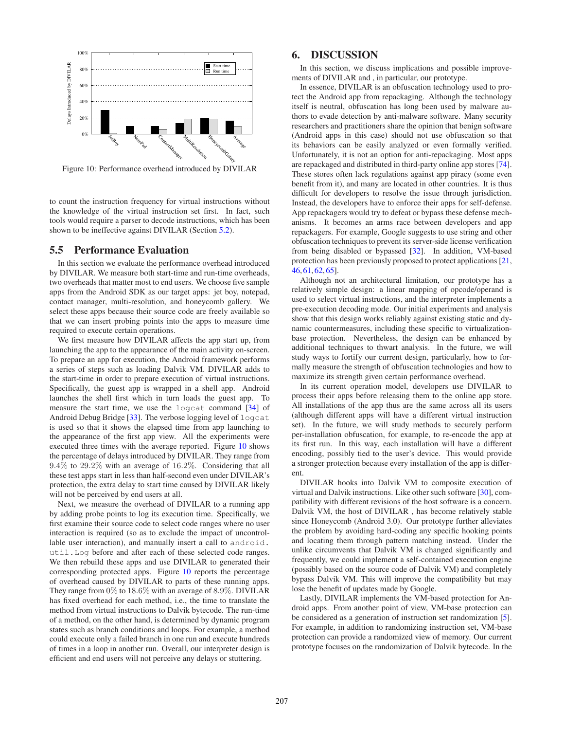Figure 10: Performance overhead introduced by DIVILAR

to count the instruction frequency for virtual instructions without the knowledge of the virtual instruction set first. In fact, such tools would require a parser to decode instructions, which has been shown to be ineffective against DIVILAR (Section 5.2).

### 5.5 Performance Evaluation

In this section we evaluate the performance overhead introduced by DIVILAR. We measure both start-time and run-time overheads, two overheads that matter most to end users. We choose five sample apps from the Android SDK as our target apps: jet boy, notepad, contact manager, multi-resolution, and honeycomb gallery. We select these apps because their source code are freely available so that we can insert probing points into the apps to measure time required to execute certain operations.

We first measure how DIVILAR affects the app start up, from launching the app to the appearance of the main activity on-screen. To prepare an app for execution, the Android framework performs a series of steps such as loading Dalvik VM. DIVILAR adds to the start-time in order to prepare execution of virtual instructions. Specifically, the guest app is wrapped in a shell app. Android launches the shell first which in turn loads the guest app. To measure the start time, we use the `logcat` command [34] of Android Debug Bridge [33]. The verbose logging level of `logcat` is used so that it shows the elapsed time from app launching to the appearance of the first app view. All the experiments were executed three times with the average reported. Figure 10 shows the percentage of delays introduced by DIVILAR. They range from 9.4% to 29.2% with an average of 16.2%. Considering that all these test apps start in less than half-second even under DIVILAR's protection, the extra delay to start time caused by DIVILAR likely will not be perceived by end users at all.

Next, we measure the overhead of DIVILAR to a running app by adding probe points to log its execution time. Specifically, we first examine their source code to select code ranges where no user interaction is required (so as to exclude the impact of uncontrollable user interaction), and manually insert a call to `android.util.Log` before and after each of these selected code ranges. We then rebuild these apps and use DIVILAR to generated their corresponding protected apps. Figure 10 reports the percentage of overhead caused by DIVILAR to parts of these running apps. They range from 0% to 18.6% with an average of 8.9%. DIVILAR has fixed overhead for each method, i.e., the time to translate the method from virtual instructions to Dalvik bytecode. The run-time of a method, on the other hand, is determined by dynamic program states such as branch conditions and loops. For example, a method could execute only a failed branch in one run and execute hundreds of times in a loop in another run. Overall, our interpreter design is efficient and end users will not perceive any delays or stuttering.

## 6. DISCUSSION

In this section, we discuss implications and possible improvements of DIVILAR and , in particular, our prototype.

In essence, DIVILAR is an obfuscation technology used to protect the Android app from repackaging. Although the technology itself is neutral, obfuscation has long been used by malware authors to evade detection by anti-malware software. Many security researchers and practitioners share the opinion that benign software (Android apps in this case) should not use obfuscation so that its behaviors can be easily analyzed or even formally verified. Unfortunately, it is not an option for anti-repackaging. Most apps are repackaged and distributed in third-party online app stores [74]. These stores often lack regulations against app piracy (some even benefit from it), and many are located in other countries. It is thus difficult for developers to resolve the issue through jurisdiction. Instead, the developers have to enforce their apps for self-defense. App repackagers would try to defeat or bypass these defense mechanisms. It becomes an arms race between developers and app repackagers. For example, Google suggests to use string and other obfuscation techniques to prevent its server-side license verification from being disabled or bypassed [32]. In addition, VM-based protection has been previously proposed to protect applications [21, 46, 61, 62, 65].

Although not an architectural limitation, our prototype has a relatively simple design: a linear mapping of opcode/operand is used to select virtual instructions, and the interpreter implements a pre-execution decoding mode. Our initial experiments and analysis show that this design works reliably against existing static and dynamic countermeasures, including these specific to virtualization-base protection. Nevertheless, the design can be enhanced by additional techniques to thwart analysis. In the future, we will study ways to fortify our current design, particularly, how to formally measure the strength of obfuscation technologies and how to maximize its strength given certain performance overhead.

In its current operation model, developers use DIVILAR to process their apps before releasing them to the online app store. All installations of the app thus are the same across all its users (although different apps will have a different virtual instruction set). In the future, we will study methods to securely perform per-installation obfuscation, for example, to re-encode the app at its first run. In this way, each installation will have a different encoding, possibly tied to the user's device. This would provide a stronger protection because every installation of the app is different.

DIVILAR hooks into Dalvik VM to composite execution of virtual and Dalvik instructions. Like other such software [30], compatibility with different revisions of the host software is a concern. Dalvik VM, the host of DIVILAR , has become relatively stable since Honeycomb (Android 3.0). Our prototype further alleviates the problem by avoiding hard-coding any specific hooking points and locating them through pattern matching instead. Under the unlike circumvents that Dalvik VM is changed significantly and frequently, we could implement a self-contained execution engine (possibly based on the source code of Dalvik VM) and completely bypass Dalvik VM. This will improve the compatibility but may lose the benefit of updates made by Google.

Lastly, DIVILAR implements the VM-based protection for Android apps. From another point of view, VM-base protection can be considered as a generation of instruction set randomization [5]. For example, in addition to randomizing instruction set, VM-base protection can provide a randomized view of memory. Our current prototype focuses on the randomization of Dalvik bytecode. In the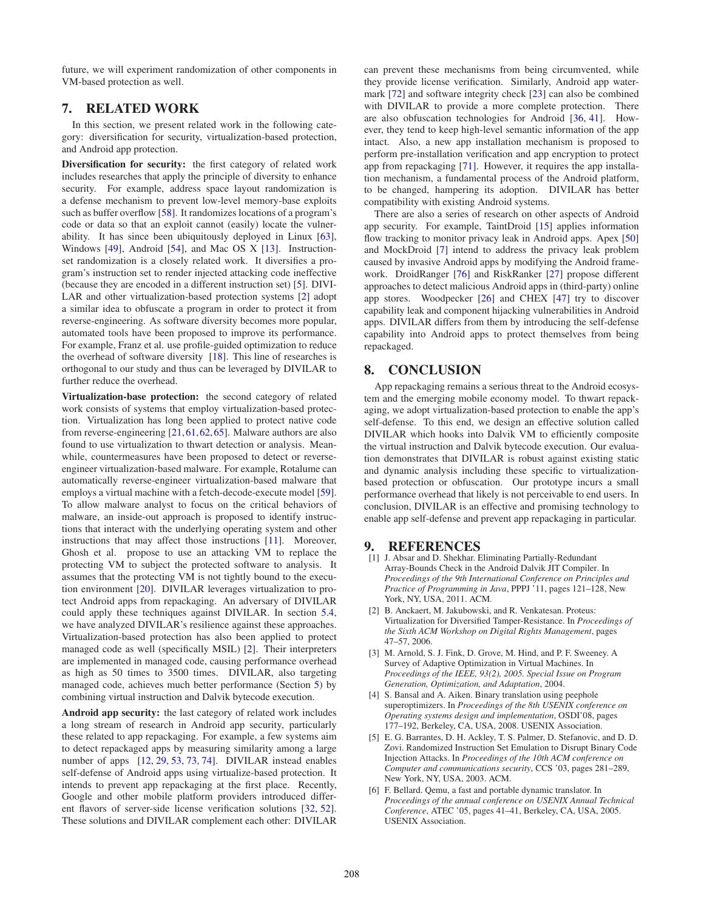future, we will experiment randomization of other components in VM-based protection as well.

## 7. RELATED WORK

In this section, we present related work in the following category: diversification for security, virtualization-based protection, and Android app protection.

**Diversification for security:** the first category of related work includes researches that apply the principle of diversity to enhance security. For example, address space layout randomization is a defense mechanism to prevent low-level memory-base exploits such as buffer overflow [58]. It randomizes locations of a program's code or data so that an exploit cannot (easily) locate the vulnerability. It has since been ubiquitously deployed in Linux [63], Windows [49], Android [54], and Mac OS X [13]. Instruction-set randomization is a closely related work. It diversifies a program's instruction set to render injected attacking code ineffective (because they are encoded in a different instruction set) [5]. DIVILAR and other virtualization-based protection systems [2] adopt a similar idea to obfuscate a program in order to protect it from reverse-engineering. As software diversity becomes more popular, automated tools have been proposed to improve its performance. For example, Franz et al. use profile-guided optimization to reduce the overhead of software diversity [18]. This line of researches is orthogonal to our study and thus can be leveraged by DIVILAR to further reduce the overhead.

**Virtualization-base protection:** the second category of related work consists of systems that employ virtualization-based protection. Virtualization has long been applied to protect native code from reverse-engineering [21, 61, 62, 65]. Malware authors are also found to use virtualization to thwart detection or analysis. Meanwhile, countermeasures have been proposed to detect or reverse-engineer virtualization-based malware. For example, Rotalume can automatically reverse-engineer virtualization-based malware that employs a virtual machine with a fetch-decode-execute model [59]. To allow malware analyst to focus on the critical behaviors of malware, an inside-out approach is proposed to identify instructions that interact with the underlying operating system and other instructions that may affect those instructions [11]. Moreover, Ghosh et al. propose to use an attacking VM to replace the protecting VM to subject the protected software to analysis. It assumes that the protecting VM is not tightly bound to the execution environment [20]. DIVILAR leverages virtualization to protect Android apps from repackaging. An adversary of DIVILAR could apply these techniques against DIVILAR. In section 5.4, we have analyzed DIVILAR's resilience against these approaches. Virtualization-based protection has also been applied to protect managed code as well (specifically MSIL) [2]. Their interpreters are implemented in managed code, causing performance overhead as high as 50 times to 3500 times. DIVILAR, also targeting managed code, achieves much better performance (Section 5) by combining virtual instruction and Dalvik bytecode execution.

**Android app security:** the last category of related work includes a long stream of research in Android app security, particularly these related to app repackaging. For example, a few systems aim to detect repackaged apps by measuring similarity among a large number of apps [12, 29, 53, 73, 74]. DIVILAR instead enables self-defense of Android apps using virtualize-based protection. It intends to prevent app repackaging at the first place. Recently, Google and other mobile platform providers introduced different flavors of server-side license verification solutions [32, 52]. These solutions and DIVILAR complement each other: DIVILAR can prevent these mechanisms from being circumvented, while they provide license verification. Similarly, Android app watermark [72] and software integrity check [23] can also be combined with DIVILAR to provide a more complete protection. There are also obfuscation technologies for Android [36, 41]. However, they tend to keep high-level semantic information of the app intact. Also, a new app installation mechanism is proposed to perform pre-installation verification and app encryption to protect app from repackaging [71]. However, it requires the app installation mechanism, a fundamental process of the Android platform, to be changed, hampering its adoption. DIVILAR has better compatibility with existing Android systems.

There are also a series of research on other aspects of Android app security. For example, TaintDroid [15] applies information flow tracking to monitor privacy leak in Android apps. Apex [50] and MockDroid [7] intend to address the privacy leak problem caused by invasive Android apps by modifying the Android framework. DroidRanger [76] and RiskRanker [27] propose different approaches to detect malicious Android apps in (third-party) online app stores. Woodpecker [26] and CHEX [47] try to discover capability leak and component hijacking vulnerabilities in Android apps. DIVILAR differs from them by introducing the self-defense capability into Android apps to protect themselves from being repackaged.

## 8. CONCLUSION

App repackaging remains a serious threat to the Android ecosystem and the emerging mobile economy model. To thwart repackaging, we adopt virtualization-based protection to enable the app's self-defense. To this end, we design an effective solution called DIVILAR which hooks into Dalvik VM to efficiently composite the virtual instruction and Dalvik bytecode execution. Our evaluation demonstrates that DIVILAR is robust against existing static and dynamic analysis including these specific to virtualization-based protection or obfuscation. Our prototype incurs a small performance overhead that likely is not perceivable to end users. In conclusion, DIVILAR is an effective and promising technology to enable app self-defense and prevent app repackaging in particular.

## 9. REFERENCES

[1] J. Absar and D. Shekhar. Eliminating Partially-Redundant Array-Bounds Check in the Android Dalvik JIT Compiler. In *Proceedings of the 9th International Conference on Principles and Practice of Programming in Java*, PPPJ '11, pages 121–128, New York, NY, USA, 2011. ACM.

[2] B. Anckaert, M. Jakubowski, and R. Venkatesan. Proteus: Virtualization for Diversified Tamper-Resistance. In *Proceedings of the Sixth ACM Workshop on Digital Rights Management*, pages 47–57, 2006.

[3] M. Arnold, S. J. Fink, D. Grove, M. Hind, and P. F. Sweeney. A Survey of Adaptive Optimization in Virtual Machines. In *Proceedings of the IEEE, 93(2), 2005. Special Issue on Program Generation, Optimization, and Adaptation*, 2004.

[4] S. Bansal and A. Aiken. Binary translation using peephole superoptimizers. In *Proceedings of the 8th USENIX conference on Operating systems design and implementation*, OSDI'08, pages 177–192, Berkeley, CA, USA, 2008. USENIX Association.

[5] E. G. Barrantes, D. H. Ackley, T. S. Palmer, D. Stefanovic, and D. D. Zovi. Randomized Instruction Set Emulation to Disrupt Binary Code Injection Attacks. In *Proceedings of the 10th ACM conference on Computer and communications security*, CCS '03, pages 281–289, New York, NY, USA, 2003. ACM.

[6] F. Bellard. Qemu, a fast and portable dynamic translator. In *Proceedings of the annual conference on USENIX Annual Technical Conference*, ATEC '05, pages 41–41, Berkeley, CA, USA, 2005. USENIX Association.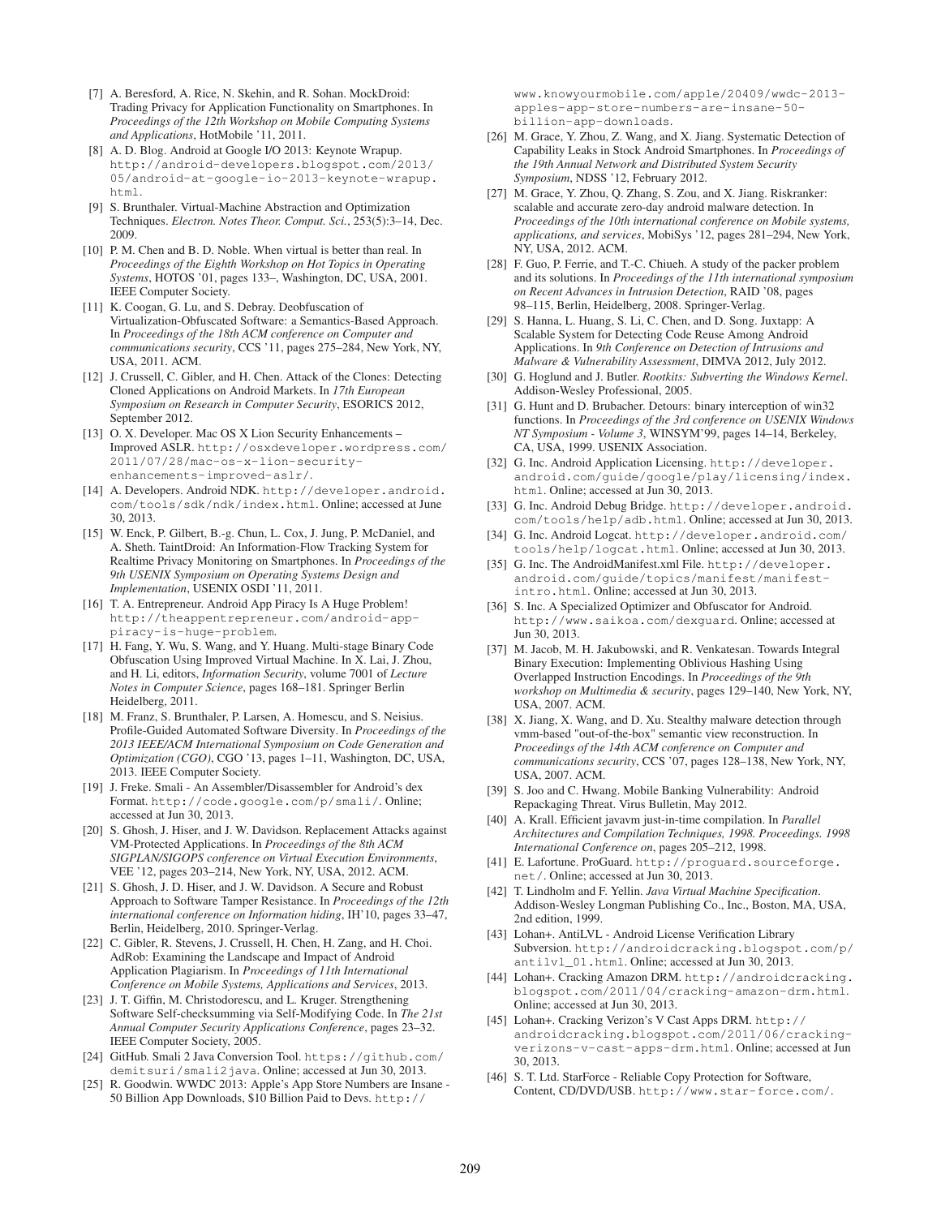[7] A. Beresford, A. Rice, N. Skehin, and R. Sohan. MockDroid: Trading Privacy for Application Functionality on Smartphones. In *Proceedings of the 12th Workshop on Mobile Computing Systems and Applications*, HotMobile '11, 2011.

[8] A. D. Blog. Android at Google I/O 2013: Keynote Wrapup. http://android-developers.blogspot.com/2013/05/android-at-google-io-2013-keynote-wrapup.html.

[9] S. Brunthaler. Virtual-Machine Abstraction and Optimization Techniques. *Electron. Notes Theor. Comput. Sci.*, 253(5):3–14, Dec. 2009.

[10] P. M. Chen and B. D. Noble. When virtual is better than real. In *Proceedings of the Eighth Workshop on Hot Topics in Operating Systems*, HOTOS '01, pages 133–, Washington, DC, USA, 2001. IEEE Computer Society.

[11] K. Coogan, G. Lu, and S. Debray. Deobfuscation of Virtualization-Obfuscated Software: a Semantics-Based Approach. In *Proceedings of the 18th ACM conference on Computer and communications security*, CCS '11, pages 275–284, New York, NY, USA, 2011. ACM.

[12] J. Crussell, C. Gibler, and H. Chen. Attack of the Clones: Detecting Cloned Applications on Android Markets. In *17th European Symposium on Research in Computer Security*, ESORICS 2012, September 2012.

[13] O. X. Developer. Mac OS X Lion Security Enhancements – Improved ASLR. http://osxdeveloper.wordpress.com/2011/07/28/mac-os-x-lion-security-enhancements-improved-aslr/.

[14] A. Developers. Android NDK. http://developer.android.com/tools/sdk/ndk/index.html. Online; accessed at June 30, 2013.

[15] W. Enck, P. Gilbert, B.-g. Chun, L. Cox, J. Jung, P. McDaniel, and A. Sheth. TaintDroid: An Information-Flow Tracking System for Realtime Privacy Monitoring on Smartphones. In *Proceedings of the 9th USENIX Symposium on Operating Systems Design and Implementation*, USENIX OSDI '11, 2011.

[16] T. A. Entrepreneur. Android App Piracy Is A Huge Problem! http://theappentrepreneur.com/android-app-piracy-is-huge-problem.

[17] H. Fang, Y. Wu, S. Wang, and Y. Huang. Multi-stage Binary Code Obfuscation Using Improved Virtual Machine. In X. Lai, J. Zhou, and H. Li, editors, *Information Security*, volume 7001 of *Lecture Notes in Computer Science*, pages 168–181. Springer Berlin Heidelberg, 2011.

[18] M. Franz, S. Brunthaler, P. Larsen, A. Homescu, and S. Neisius. Profile-Guided Automated Software Diversity. In *Proceedings of the 2013 IEEE/ACM International Symposium on Code Generation and Optimization (CGO)*, CGO '13, pages 1–11, Washington, DC, USA, 2013. IEEE Computer Society.

[19] J. Freke. Smali - An Assembler/Disassembler for Android's dex Format. http://code.google.com/p/smali/. Online; accessed at Jun 30, 2013.

[20] S. Ghosh, J. Hiser, and J. W. Davidson. Replacement Attacks against VM-Protected Applications. In *Proceedings of the 8th ACM SIGPLAN/SIGOPS conference on Virtual Execution Environments*, VEE '12, pages 203–214, New York, NY, USA, 2012. ACM.

[21] S. Ghosh, J. D. Hiser, and J. W. Davidson. A Secure and Robust Approach to Software Tamper Resistance. In *Proceedings of the 12th international conference on Information hiding*, IH'10, pages 33–47, Berlin, Heidelberg, 2010. Springer-Verlag.

[22] C. Gibler, R. Stevens, J. Crussell, H. Chen, H. Zang, and H. Choi. AdRob: Examining the Landscape and Impact of Android Application Plagiarism. In *Proceedings of 11th International Conference on Mobile Systems, Applications and Services*, 2013.

[23] J. T. Giffin, M. Christodorescu, and L. Kruger. Strengthening Software Self-checksumming via Self-Modifying Code. In *The 21st Annual Computer Security Applications Conference*, pages 23–32. IEEE Computer Society, 2005.

[24] GitHub. Smali 2 Java Conversion Tool. https://github.com/demitsuri/smali2java. Online; accessed at Jun 30, 2013.

[25] R. Goodwin. WWDC 2013: Apple's App Store Numbers are Insane - 50 Billion App Downloads, $10 Billion Paid to Devs. http://www.knowyourmobile.com/apple/20409/wwdc-2013-apples-app-store-numbers-are-insane-50-billion-app-downloads.

[26] M. Grace, Y. Zhou, Z. Wang, and X. Jiang. Systematic Detection of Capability Leaks in Stock Android Smartphones. In *Proceedings of the 19th Annual Network and Distributed System Security Symposium*, NDSS '12, February 2012.

[27] M. Grace, Y. Zhou, Q. Zhang, S. Zou, and X. Jiang. Riskranker: scalable and accurate zero-day android malware detection. In *Proceedings of the 10th international conference on Mobile systems, applications, and services*, MobiSys '12, pages 281–294, New York, NY, USA, 2012. ACM.

[28] F. Guo, P. Ferrie, and T.-C. Chiueh. A study of the packer problem and its solutions. In *Proceedings of the 11th international symposium on Recent Advances in Intrusion Detection*, RAID '08, pages 98–115, Berlin, Heidelberg, 2008. Springer-Verlag.

[29] S. Hanna, L. Huang, S. Li, C. Chen, and D. Song. Juxtapp: A Scalable System for Detecting Code Reuse Among Android Applications. In *9th Conference on Detection of Intrusions and Malware & Vulnerability Assessment*, DIMVA 2012, July 2012.

[30] G. Hoglund and J. Butler. *Rootkits: Subverting the Windows Kernel*. Addison-Wesley Professional, 2005.

[31] G. Hunt and D. Brubacher. Detours: binary interception of win32 functions. In *Proceedings of the 3rd conference on USENIX Windows NT Symposium - Volume 3*, WINSYM'99, pages 14–14, Berkeley, CA, USA, 1999. USENIX Association.

[32] G. Inc. Android Application Licensing. http://developer.android.com/guide/google/play/licensing/index.html. Online; accessed at Jun 30, 2013.

[33] G. Inc. Android Debug Bridge. http://developer.android.com/tools/help/adb.html. Online; accessed at Jun 30, 2013.

[34] G. Inc. Android Logcat. http://developer.android.com/tools/help/logcat.html. Online; accessed at Jun 30, 2013.

[35] G. Inc. The AndroidManifest.xml File. http://developer.android.com/guide/topics/manifest/manifest-intro.html. Online; accessed at Jun 30, 2013.

[36] S. Inc. A Specialized Optimizer and Obfuscator for Android. http://www.saikoa.com/dexguard. Online; accessed at Jun 30, 2013.

[37] M. Jacob, M. H. Jakubowski, and R. Venkatesan. Towards Integral Binary Execution: Implementing Oblivious Hashing Using Overlapped Instruction Encodings. In *Proceedings of the 9th workshop on Multimedia & security*, pages 129–140, New York, NY, USA, 2007. ACM.

[38] X. Jiang, X. Wang, and D. Xu. Stealthy malware detection through vmm-based "out-of-the-box" semantic view reconstruction. In *Proceedings of the 14th ACM conference on Computer and communications security*, CCS '07, pages 128–138, New York, NY, USA, 2007. ACM.

[39] S. Joo and C. Hwang. Mobile Banking Vulnerability: Android Repackaging Threat. Virus Bulletin, May 2012.

[40] A. Krall. Efficient javavm just-in-time compilation. In *Parallel Architectures and Compilation Techniques, 1998. Proceedings. 1998 International Conference on*, pages 205–212, 1998.

[41] E. Lafortune. ProGuard. http://proguard.sourceforge.net/. Online; accessed at Jun 30, 2013.

[42] T. Lindholm and F. Yellin. *Java Virtual Machine Specification*. Addison-Wesley Longman Publishing Co., Inc., Boston, MA, USA, 2nd edition, 1999.

[43] Lohan+. AntiLVL - Android License Verification Library Subversion. http://androidcracking.blogspot.com/p/antilvl_01.html. Online; accessed at Jun 30, 2013.

[44] Lohan+. Cracking Amazon DRM. http://androidcracking.blogspot.com/2011/04/cracking-amazon-drm.html. Online; accessed at Jun 30, 2013.

[45] Lohan+. Cracking Verizon's V Cast Apps DRM. http://androidcracking.blogspot.com/2011/06/cracking-verizons-v-cast-apps-drm.html. Online; accessed at Jun 30, 2013.

[46] S. T. Ltd. StarForce - Reliable Copy Protection for Software, Content, CD/DVD/USB. http://www.star-force.com/.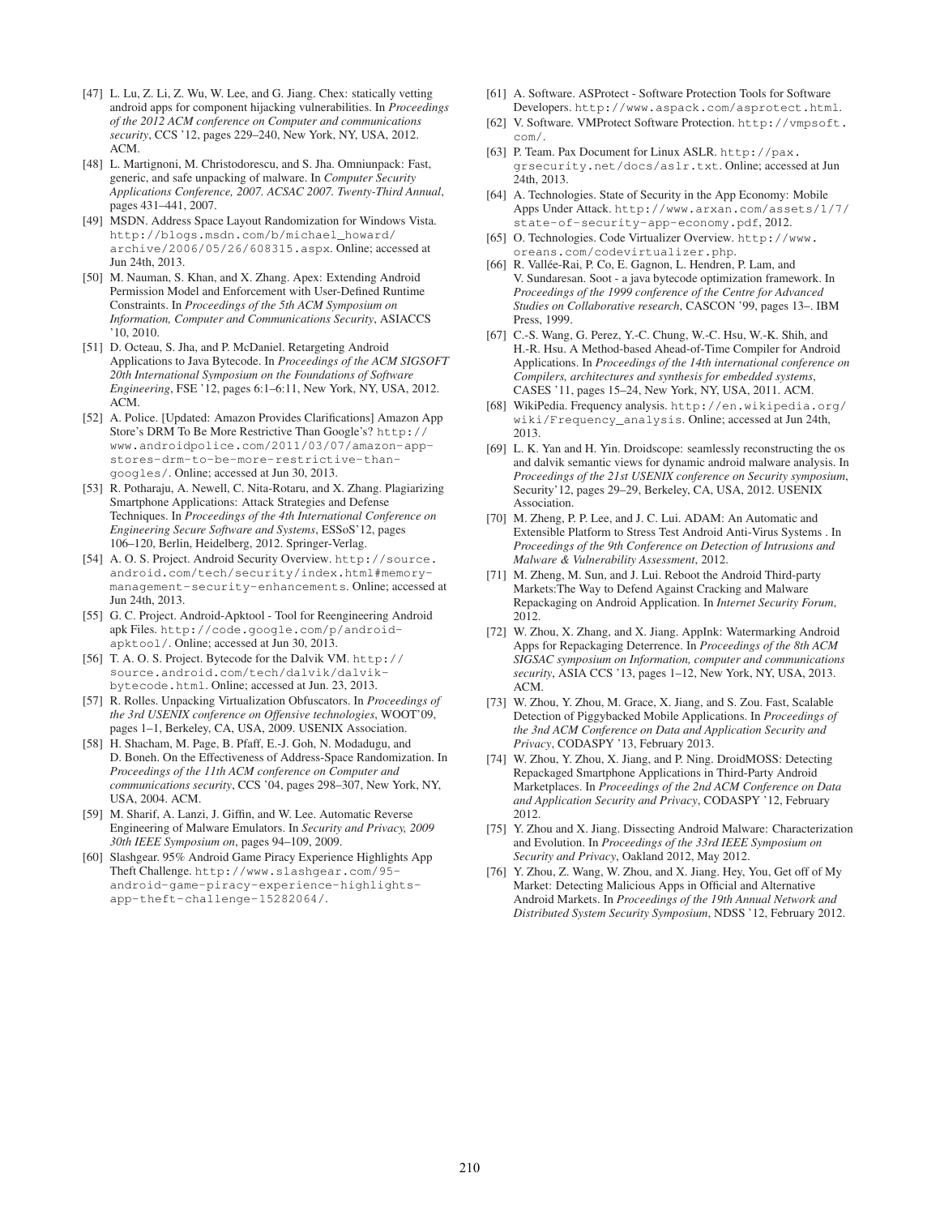[47] L. Lu, Z. Li, Z. Wu, W. Lee, and G. Jiang. Chex: statically vetting android apps for component hijacking vulnerabilities. In *Proceedings of the 2012 ACM conference on Computer and communications security*, CCS '12, pages 229–240, New York, NY, USA, 2012. ACM.

[48] L. Martignoni, M. Christodorescu, and S. Jha. Omniunpack: Fast, generic, and safe unpacking of malware. In *Computer Security Applications Conference, 2007. ACSAC 2007. Twenty-Third Annual*, pages 431–441, 2007.

[49] MSDN. Address Space Layout Randomization for Windows Vista. http://blogs.msdn.com/b/michael_howard/archive/2006/05/26/608315.aspx. Online; accessed at Jun 24th, 2013.

[50] M. Nauman, S. Khan, and X. Zhang. Apex: Extending Android Permission Model and Enforcement with User-Defined Runtime Constraints. In *Proceedings of the 5th ACM Symposium on Information, Computer and Communications Security*, ASIACCS '10, 2010.

[51] D. Octeau, S. Jha, and P. McDaniel. Retargeting Android Applications to Java Bytecode. In *Proceedings of the ACM SIGSOFT 20th International Symposium on the Foundations of Software Engineering*, FSE '12, pages 6:1–6:11, New York, NY, USA, 2012. ACM.

[52] A. Police. [Updated: Amazon Provides Clarifications] Amazon App Store's DRM To Be More Restrictive Than Google's? http://www.androidpolice.com/2011/03/07/amazon-app-stores-drm-to-be-more-restrictive-than-googles/. Online; accessed at Jun 30, 2013.

[53] R. Potharaju, A. Newell, C. Nita-Rotaru, and X. Zhang. Plagiarizing Smartphone Applications: Attack Strategies and Defense Techniques. In *Proceedings of the 4th International Conference on Engineering Secure Software and Systems*, ESSoS'12, pages 106–120, Berlin, Heidelberg, 2012. Springer-Verlag.

[54] A. O. S. Project. Android Security Overview. http://source.android.com/tech/security/index.html#memory-management-security-enhancements. Online; accessed at Jun 24th, 2013.

[55] G. C. Project. Android-Apktool - Tool for Reengineering Android apk Files. http://code.google.com/p/android-apktool/. Online; accessed at Jun 30, 2013.

[56] T. A. O. S. Project. Bytecode for the Dalvik VM. http://source.android.com/tech/dalvik/dalvik-bytecode.html. Online; accessed at Jun. 23, 2013.

[57] R. Rolles. Unpacking Virtualization Obfuscators. In *Proceedings of the 3rd USENIX conference on Offensive technologies*, WOOT'09, pages 1–1, Berkeley, CA, USA, 2009. USENIX Association.

[58] H. Shacham, M. Page, B. Pfaff, E.-J. Goh, N. Modadugu, and D. Boneh. On the Effectiveness of Address-Space Randomization. In *Proceedings of the 11th ACM conference on Computer and communications security*, CCS '04, pages 298–307, New York, NY, USA, 2004. ACM.

[59] M. Sharif, A. Lanzi, J. Giffin, and W. Lee. Automatic Reverse Engineering of Malware Emulators. In *Security and Privacy, 2009 30th IEEE Symposium on*, pages 94–109, 2009.

[60] Slashgear. 95% Android Game Piracy Experience Highlights App Theft Challenge. http://www.slashgear.com/95-android-game-piracy-experience-highlights-app-theft-challenge-15282064/.

[61] A. Software. ASProtect - Software Protection Tools for Software Developers. http://www.aspack.com/asprotect.html.

[62] V. Software. VMProtect Software Protection. http://vmpsoft.com/.

[63] P. Team. Pax Document for Linux ASLR. http://pax.grsecurity.net/docs/aslr.txt. Online; accessed at Jun 24th, 2013.

[64] A. Technologies. State of Security in the App Economy: Mobile Apps Under Attack. http://www.arxan.com/assets/1/7/state-of-security-app-economy.pdf, 2012.

[65] O. Technologies. Code Virtualizer Overview. http://www.oreans.com/codevirtualizer.php.

[66] R. Vallée-Rai, P. Co, E. Gagnon, L. Hendren, P. Lam, and V. Sundaresan. Soot - a java bytecode optimization framework. In *Proceedings of the 1999 conference of the Centre for Advanced Studies on Collaborative research*, CASCON '99, pages 13–. IBM Press, 1999.

[67] C.-S. Wang, G. Perez, Y.-C. Chung, W.-C. Hsu, W.-K. Shih, and H.-R. Hsu. A Method-based Ahead-of-Time Compiler for Android Applications. In *Proceedings of the 14th international conference on Compilers, architectures and synthesis for embedded systems*, CASES '11, pages 15–24, New York, NY, USA, 2011. ACM.

[68] WikiPedia. Frequency analysis. http://en.wikipedia.org/wiki/Frequency_analysis. Online; accessed at Jun 24th, 2013.

[69] L. K. Yan and H. Yin. Droidscope: seamlessly reconstructing the os and dalvik semantic views for dynamic android malware analysis. In *Proceedings of the 21st USENIX conference on Security symposium*, Security'12, pages 29–29, Berkeley, CA, USA, 2012. USENIX Association.

[70] M. Zheng, P. P. Lee, and J. C. Lui. ADAM: An Automatic and Extensible Platform to Stress Test Android Anti-Virus Systems . In *Proceedings of the 9th Conference on Detection of Intrusions and Malware & Vulnerability Assessment*, 2012.

[71] M. Zheng, M. Sun, and J. Lui. Reboot the Android Third-party Markets:The Way to Defend Against Cracking and Malware Repackaging on Android Application. In *Internet Security Forum*, 2012.

[72] W. Zhou, X. Zhang, and X. Jiang. AppInk: Watermarking Android Apps for Repackaging Deterrence. In *Proceedings of the 8th ACM SIGSAC symposium on Information, computer and communications security*, ASIA CCS '13, pages 1–12, New York, NY, USA, 2013. ACM.

[73] W. Zhou, Y. Zhou, M. Grace, X. Jiang, and S. Zou. Fast, Scalable Detection of Piggybacked Mobile Applications. In *Proceedings of the 3nd ACM Conference on Data and Application Security and Privacy*, CODASPY '13, February 2013.

[74] W. Zhou, Y. Zhou, X. Jiang, and P. Ning. DroidMOSS: Detecting Repackaged Smartphone Applications in Third-Party Android Marketplaces. In *Proceedings of the 2nd ACM Conference on Data and Application Security and Privacy*, CODASPY '12, February 2012.

[75] Y. Zhou and X. Jiang. Dissecting Android Malware: Characterization and Evolution. In *Proceedings of the 33rd IEEE Symposium on Security and Privacy*, Oakland 2012, May 2012.

[76] Y. Zhou, Z. Wang, W. Zhou, and X. Jiang. Hey, You, Get off of My Market: Detecting Malicious Apps in Official and Alternative Android Markets. In *Proceedings of the 19th Annual Network and Distributed System Security Symposium*, NDSS '12, February 2012.